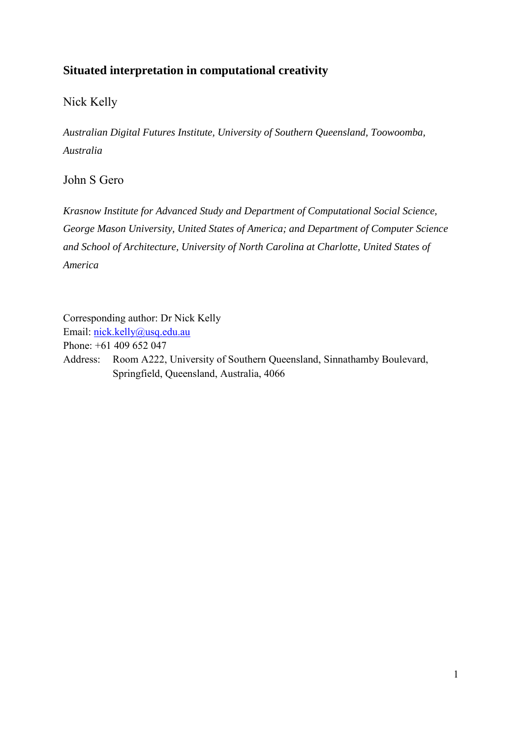# Situated interpretation in computational creativity

Nick Kelly

*Australian Digital Futures Institute, University of Southern Queensland, Toowoomba, Australia*

John S Gero

*Krasnow Institute for Advanced Study and Department of Computational Social Science, George Mason University, United States of America; and Department of Computer Science and School of Architecture, University of North Carolina at Charlotte, United States of America*

Corresponding author: Dr Nick Kelly  
Email: nick.kelly@usq.edu.au  
Phone: +61 409 652 047  
Address: Room A222, University of Southern Queensland, Sinnathamby Boulevard, Springfield, Queensland, Australia, 4066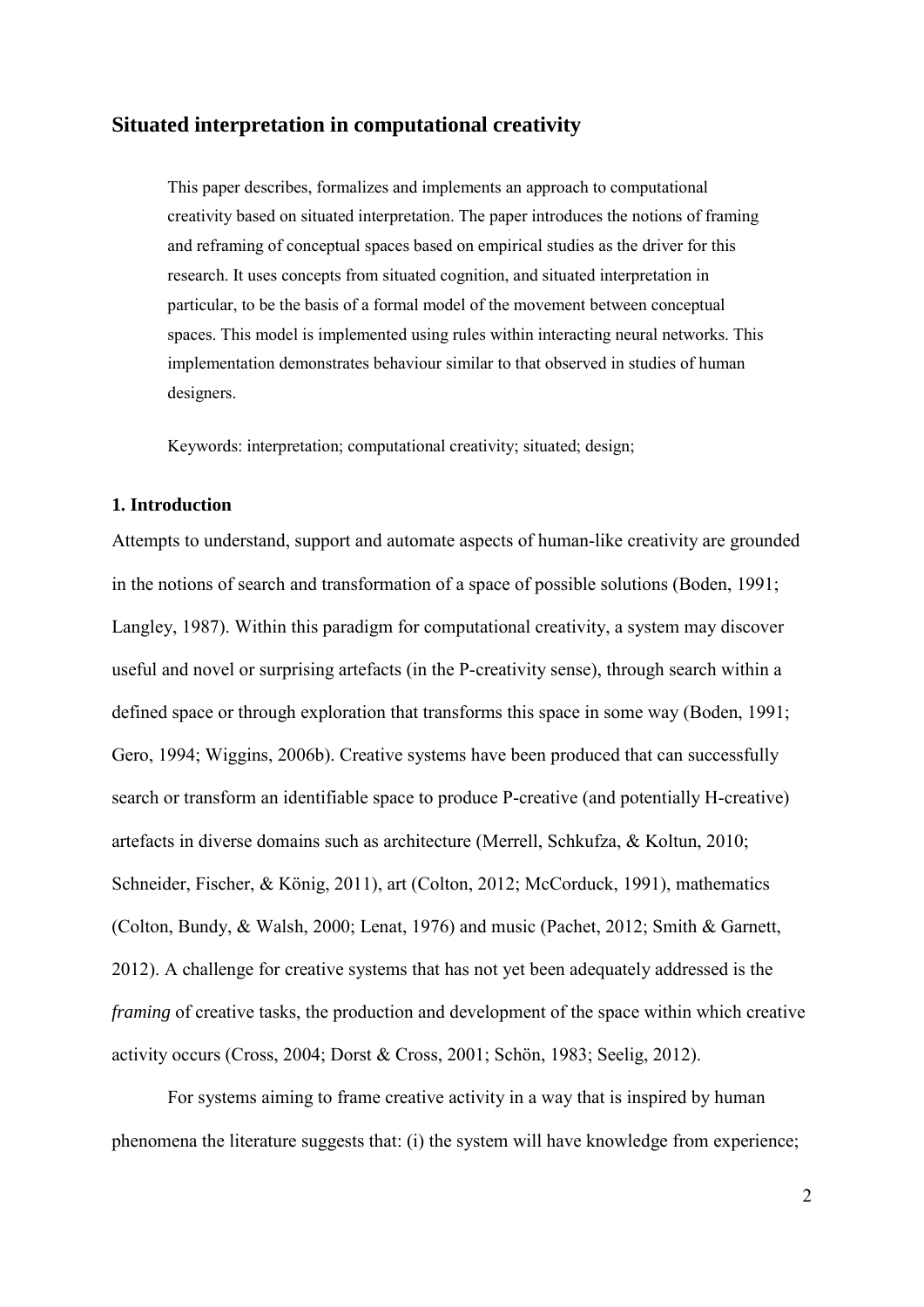## Situated interpretation in computational creativity

> This paper describes, formalizes and implements an approach to computational creativity based on situated interpretation. The paper introduces the notions of framing and reframing of conceptual spaces based on empirical studies as the driver for this research. It uses concepts from situated cognition, and situated interpretation in particular, to be the basis of a formal model of the movement between conceptual spaces. This model is implemented using rules within interacting neural networks. This implementation demonstrates behaviour similar to that observed in studies of human designers.
>
> Keywords: interpretation; computational creativity; situated; design;

### 1. Introduction

Attempts to understand, support and automate aspects of human-like creativity are grounded in the notions of search and transformation of a space of possible solutions (Boden, 1991; Langley, 1987). Within this paradigm for computational creativity, a system may discover useful and novel or surprising artefacts (in the P-creativity sense), through search within a defined space or through exploration that transforms this space in some way (Boden, 1991; Gero, 1994; Wiggins, 2006b). Creative systems have been produced that can successfully search or transform an identifiable space to produce P-creative (and potentially H-creative) artefacts in diverse domains such as architecture (Merrell, Schkufza, & Koltun, 2010; Schneider, Fischer, & König, 2011), art (Colton, 2012; McCorduck, 1991), mathematics (Colton, Bundy, & Walsh, 2000; Lenat, 1976) and music (Pachet, 2012; Smith & Garnett, 2012). A challenge for creative systems that has not yet been adequately addressed is the *framing* of creative tasks, the production and development of the space within which creative activity occurs (Cross, 2004; Dorst & Cross, 2001; Schön, 1983; Seelig, 2012).

For systems aiming to frame creative activity in a way that is inspired by human phenomena the literature suggests that: (i) the system will have knowledge from experience;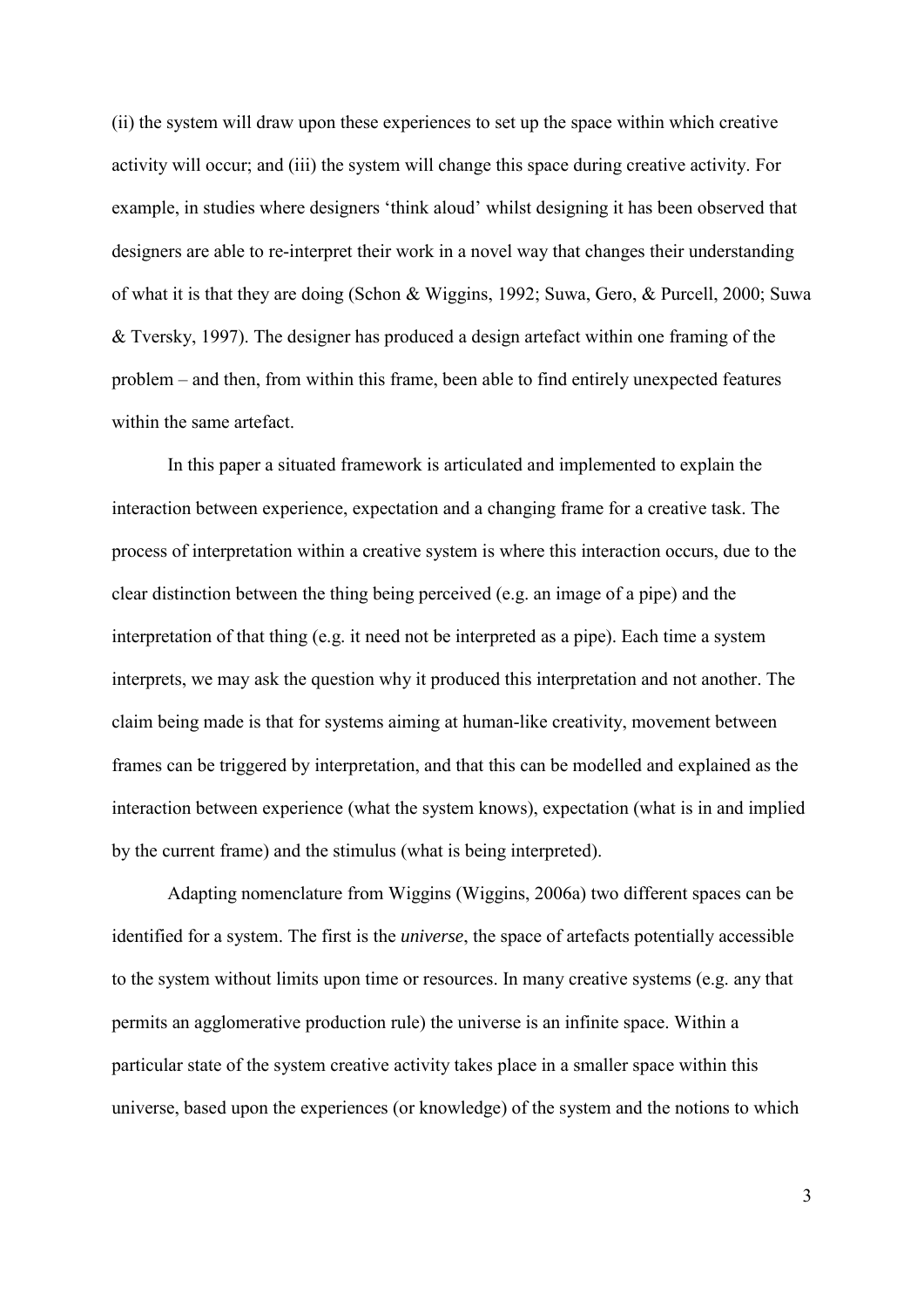(ii) the system will draw upon these experiences to set up the space within which creative activity will occur; and (iii) the system will change this space during creative activity. For example, in studies where designers 'think aloud' whilst designing it has been observed that designers are able to re-interpret their work in a novel way that changes their understanding of what it is that they are doing (Schon & Wiggins, 1992; Suwa, Gero, & Purcell, 2000; Suwa & Tversky, 1997). The designer has produced a design artefact within one framing of the problem – and then, from within this frame, been able to find entirely unexpected features within the same artefact.

In this paper a situated framework is articulated and implemented to explain the interaction between experience, expectation and a changing frame for a creative task. The process of interpretation within a creative system is where this interaction occurs, due to the clear distinction between the thing being perceived (e.g. an image of a pipe) and the interpretation of that thing (e.g. it need not be interpreted as a pipe). Each time a system interprets, we may ask the question why it produced this interpretation and not another. The claim being made is that for systems aiming at human-like creativity, movement between frames can be triggered by interpretation, and that this can be modelled and explained as the interaction between experience (what the system knows), expectation (what is in and implied by the current frame) and the stimulus (what is being interpreted).

Adapting nomenclature from Wiggins (Wiggins, 2006a) two different spaces can be identified for a system. The first is the *universe*, the space of artefacts potentially accessible to the system without limits upon time or resources. In many creative systems (e.g. any that permits an agglomerative production rule) the universe is an infinite space. Within a particular state of the system creative activity takes place in a smaller space within this universe, based upon the experiences (or knowledge) of the system and the notions to which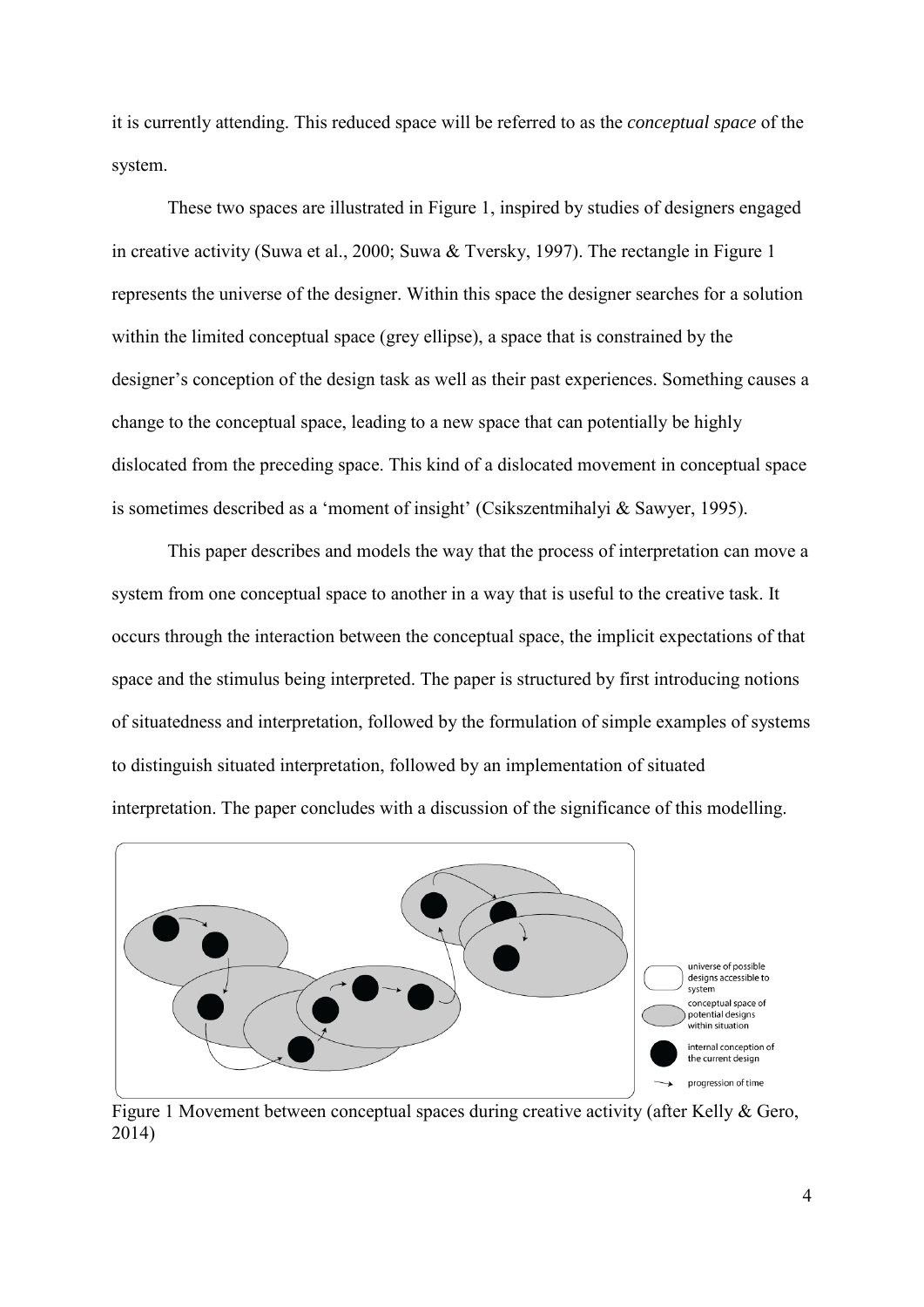it is currently attending. This reduced space will be referred to as the *conceptual space* of the system.

These two spaces are illustrated in Figure 1, inspired by studies of designers engaged in creative activity (Suwa et al., 2000; Suwa & Tversky, 1997). The rectangle in Figure 1 represents the universe of the designer. Within this space the designer searches for a solution within the limited conceptual space (grey ellipse), a space that is constrained by the designer's conception of the design task as well as their past experiences. Something causes a change to the conceptual space, leading to a new space that can potentially be highly dislocated from the preceding space. This kind of a dislocated movement in conceptual space is sometimes described as a 'moment of insight' (Csikszentmihalyi & Sawyer, 1995).

This paper describes and models the way that the process of interpretation can move a system from one conceptual space to another in a way that is useful to the creative task. It occurs through the interaction between the conceptual space, the implicit expectations of that space and the stimulus being interpreted. The paper is structured by first introducing notions of situatedness and interpretation, followed by the formulation of simple examples of systems to distinguish situated interpretation, followed by an implementation of situated interpretation. The paper concludes with a discussion of the significance of this modelling.

Figure 1 Movement between conceptual spaces during creative activity (after Kelly & Gero, 2014)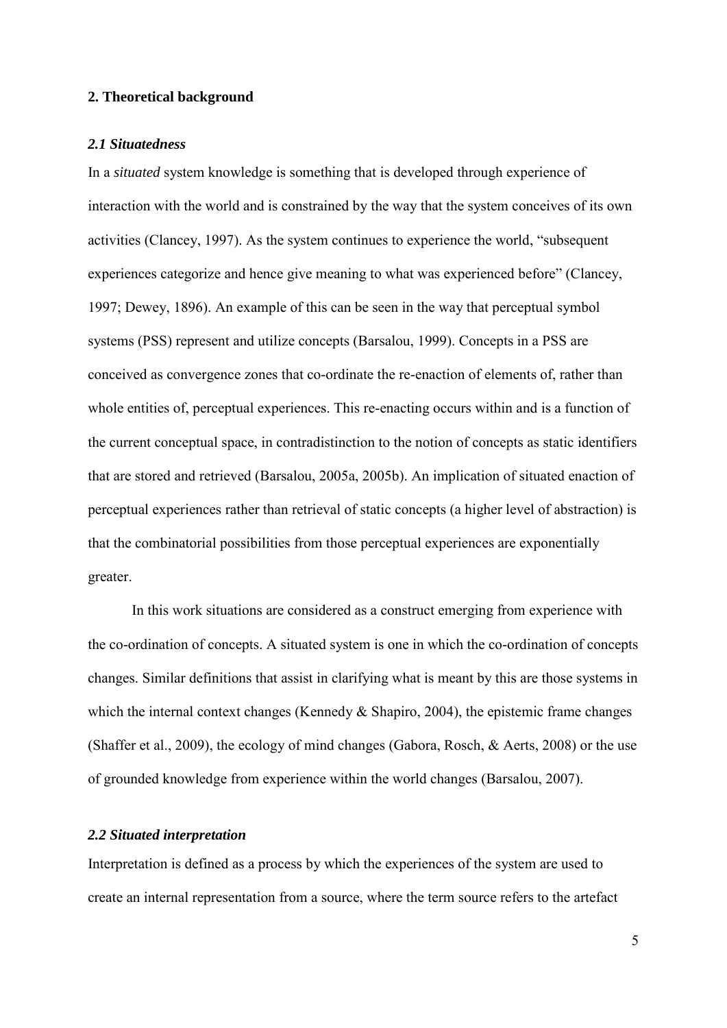## 2. Theoretical background

### *2.1 Situatedness*

In a *situated* system knowledge is something that is developed through experience of interaction with the world and is constrained by the way that the system conceives of its own activities (Clancey, 1997). As the system continues to experience the world, "subsequent experiences categorize and hence give meaning to what was experienced before" (Clancey, 1997; Dewey, 1896). An example of this can be seen in the way that perceptual symbol systems (PSS) represent and utilize concepts (Barsalou, 1999). Concepts in a PSS are conceived as convergence zones that co-ordinate the re-enaction of elements of, rather than whole entities of, perceptual experiences. This re-enacting occurs within and is a function of the current conceptual space, in contradistinction to the notion of concepts as static identifiers that are stored and retrieved (Barsalou, 2005a, 2005b). An implication of situated enaction of perceptual experiences rather than retrieval of static concepts (a higher level of abstraction) is that the combinatorial possibilities from those perceptual experiences are exponentially greater.

In this work situations are considered as a construct emerging from experience with the co-ordination of concepts. A situated system is one in which the co-ordination of concepts changes. Similar definitions that assist in clarifying what is meant by this are those systems in which the internal context changes (Kennedy & Shapiro, 2004), the epistemic frame changes (Shaffer et al., 2009), the ecology of mind changes (Gabora, Rosch, & Aerts, 2008) or the use of grounded knowledge from experience within the world changes (Barsalou, 2007).

### *2.2 Situated interpretation*

Interpretation is defined as a process by which the experiences of the system are used to create an internal representation from a source, where the term source refers to the artefact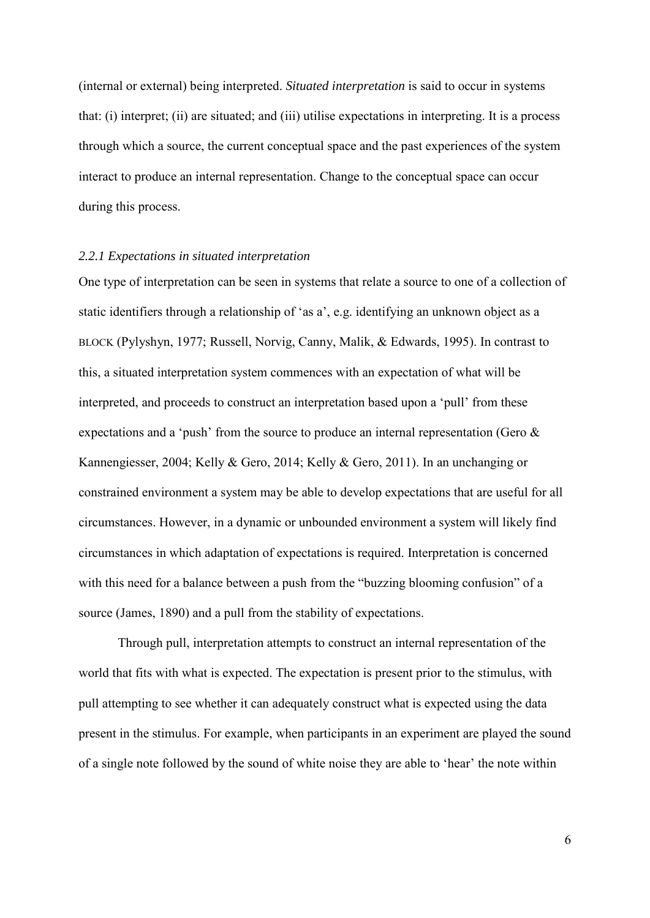(internal or external) being interpreted. *Situated interpretation* is said to occur in systems that: (i) interpret; (ii) are situated; and (iii) utilise expectations in interpreting. It is a process through which a source, the current conceptual space and the past experiences of the system interact to produce an internal representation. Change to the conceptual space can occur during this process.

### *2.2.1 Expectations in situated interpretation*

One type of interpretation can be seen in systems that relate a source to one of a collection of static identifiers through a relationship of 'as a', e.g. identifying an unknown object as a BLOCK (Pylyshyn, 1977; Russell, Norvig, Canny, Malik, & Edwards, 1995). In contrast to this, a situated interpretation system commences with an expectation of what will be interpreted, and proceeds to construct an interpretation based upon a 'pull' from these expectations and a 'push' from the source to produce an internal representation (Gero & Kannengiesser, 2004; Kelly & Gero, 2014; Kelly & Gero, 2011). In an unchanging or constrained environment a system may be able to develop expectations that are useful for all circumstances. However, in a dynamic or unbounded environment a system will likely find circumstances in which adaptation of expectations is required. Interpretation is concerned with this need for a balance between a push from the "buzzing blooming confusion" of a source (James, 1890) and a pull from the stability of expectations.

Through pull, interpretation attempts to construct an internal representation of the world that fits with what is expected. The expectation is present prior to the stimulus, with pull attempting to see whether it can adequately construct what is expected using the data present in the stimulus. For example, when participants in an experiment are played the sound of a single note followed by the sound of white noise they are able to 'hear' the note within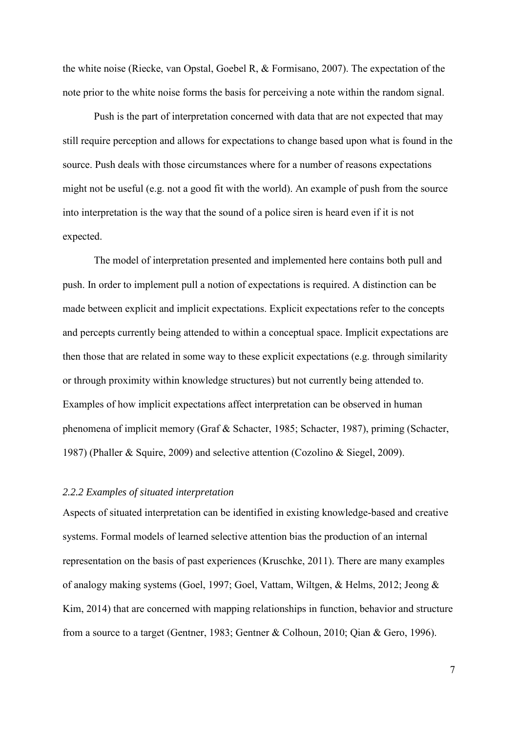the white noise (Riecke, van Opstal, Goebel R, & Formisano, 2007). The expectation of the note prior to the white noise forms the basis for perceiving a note within the random signal.

Push is the part of interpretation concerned with data that are not expected that may still require perception and allows for expectations to change based upon what is found in the source. Push deals with those circumstances where for a number of reasons expectations might not be useful (e.g. not a good fit with the world). An example of push from the source into interpretation is the way that the sound of a police siren is heard even if it is not expected.

The model of interpretation presented and implemented here contains both pull and push. In order to implement pull a notion of expectations is required. A distinction can be made between explicit and implicit expectations. Explicit expectations refer to the concepts and percepts currently being attended to within a conceptual space. Implicit expectations are then those that are related in some way to these explicit expectations (e.g. through similarity or through proximity within knowledge structures) but not currently being attended to. Examples of how implicit expectations affect interpretation can be observed in human phenomena of implicit memory (Graf & Schacter, 1985; Schacter, 1987), priming (Schacter, 1987) (Phaller & Squire, 2009) and selective attention (Cozolino & Siegel, 2009).

### *2.2.2 Examples of situated interpretation*

Aspects of situated interpretation can be identified in existing knowledge-based and creative systems. Formal models of learned selective attention bias the production of an internal representation on the basis of past experiences (Kruschke, 2011). There are many examples of analogy making systems (Goel, 1997; Goel, Vattam, Wiltgen, & Helms, 2012; Jeong & Kim, 2014) that are concerned with mapping relationships in function, behavior and structure from a source to a target (Gentner, 1983; Gentner & Colhoun, 2010; Qian & Gero, 1996).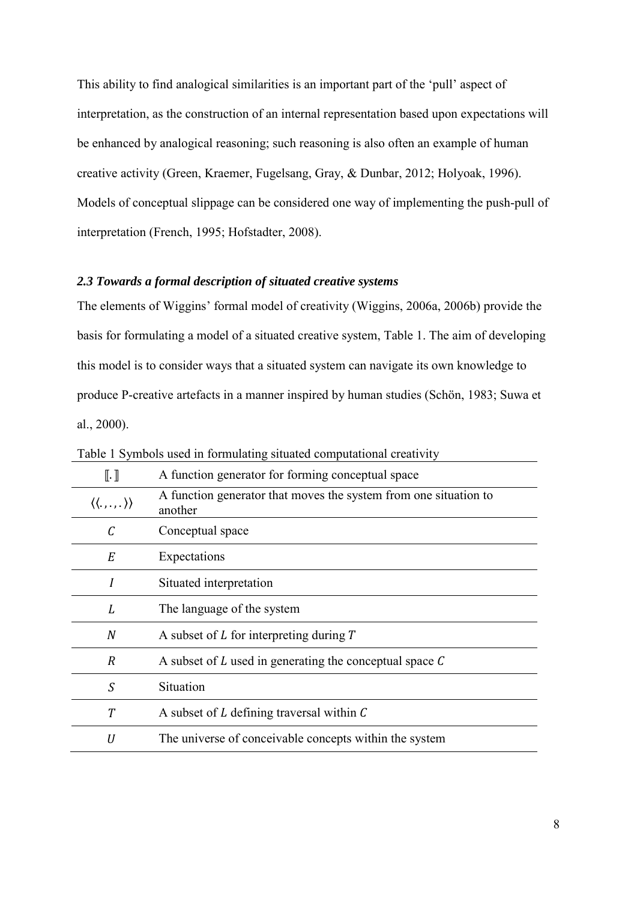This ability to find analogical similarities is an important part of the 'pull' aspect of interpretation, as the construction of an internal representation based upon expectations will be enhanced by analogical reasoning; such reasoning is also often an example of human creative activity (Green, Kraemer, Fugelsang, Gray, & Dunbar, 2012; Holyoak, 1996). Models of conceptual slippage can be considered one way of implementing the push-pull of interpretation (French, 1995; Hofstadter, 2008).

### *2.3 Towards a formal description of situated creative systems*

The elements of Wiggins' formal model of creativity (Wiggins, 2006a, 2006b) provide the basis for formulating a model of a situated creative system, Table 1. The aim of developing this model is to consider ways that a situated system can navigate its own knowledge to produce P-creative artefacts in a manner inspired by human studies (Schön, 1983; Suwa et al., 2000).

Table 1 Symbols used in formulating situated computational creativity

| Symbol | Description |
|---|---|
| $[\![.]\!]$ | A function generator for forming conceptual space |
| $\langle\langle ., ., . \rangle\rangle$ | A function generator that moves the system from one situation to another |
| $C$ | Conceptual space |
| $E$ | Expectations |
| $I$ | Situated interpretation |
| $L$ | The language of the system |
| $N$ | A subset of $L$ for interpreting during $T$ |
| $R$ | A subset of $L$ used in generating the conceptual space $C$ |
| $S$ | Situation |
| $T$ | A subset of $L$ defining traversal within $C$ |
| $U$ | The universe of conceivable concepts within the system |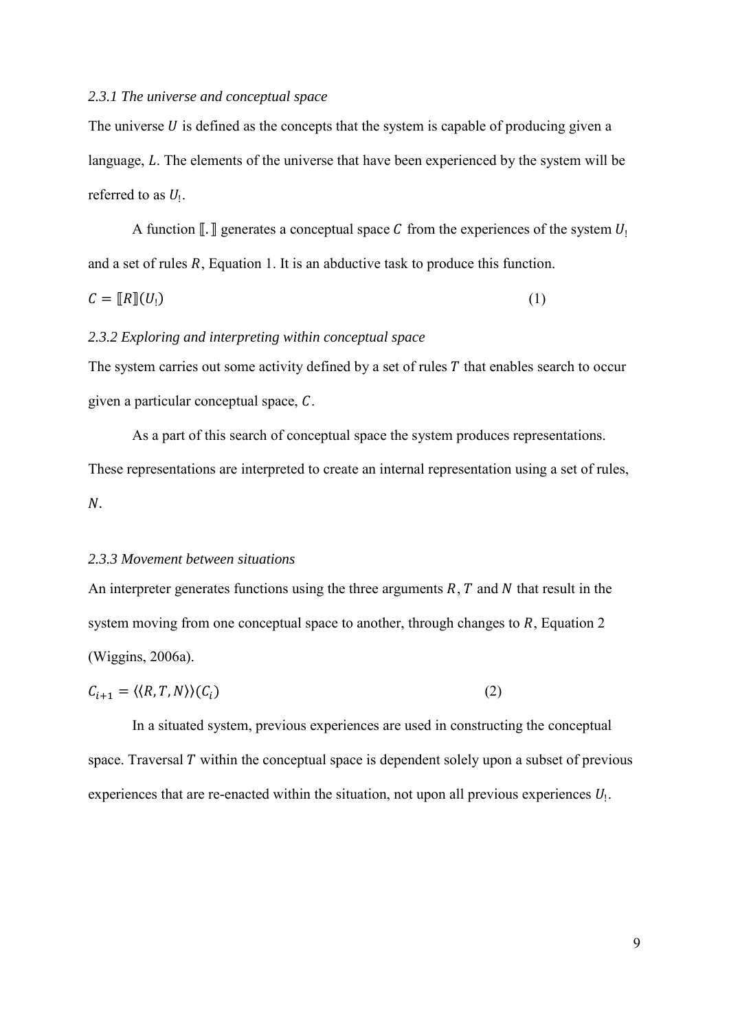### *2.3.1 The universe and conceptual space*

The universe $U$ is defined as the concepts that the system is capable of producing given a language, $L$. The elements of the universe that have been experienced by the system will be referred to as $U_!$.

A function $[\![.]\!]$ generates a conceptual space $C$ from the experiences of the system $U_!$ and a set of rules $R$, Equation 1. It is an abductive task to produce this function.

$$C = [\![R]\!](U_!) \tag{1}$$

### *2.3.2 Exploring and interpreting within conceptual space*

The system carries out some activity defined by a set of rules $T$ that enables search to occur given a particular conceptual space, $C$.

As a part of this search of conceptual space the system produces representations. These representations are interpreted to create an internal representation using a set of rules, $N$.

### *2.3.3 Movement between situations*

An interpreter generates functions using the three arguments $R$, $T$ and $N$ that result in the system moving from one conceptual space to another, through changes to $R$, Equation 2 (Wiggins, 2006a).

$$C_{i+1} = \langle\langle R, T, N \rangle\rangle(C_i) \tag{2}$$

In a situated system, previous experiences are used in constructing the conceptual space. Traversal $T$ within the conceptual space is dependent solely upon a subset of previous experiences that are re-enacted within the situation, not upon all previous experiences $U_!$.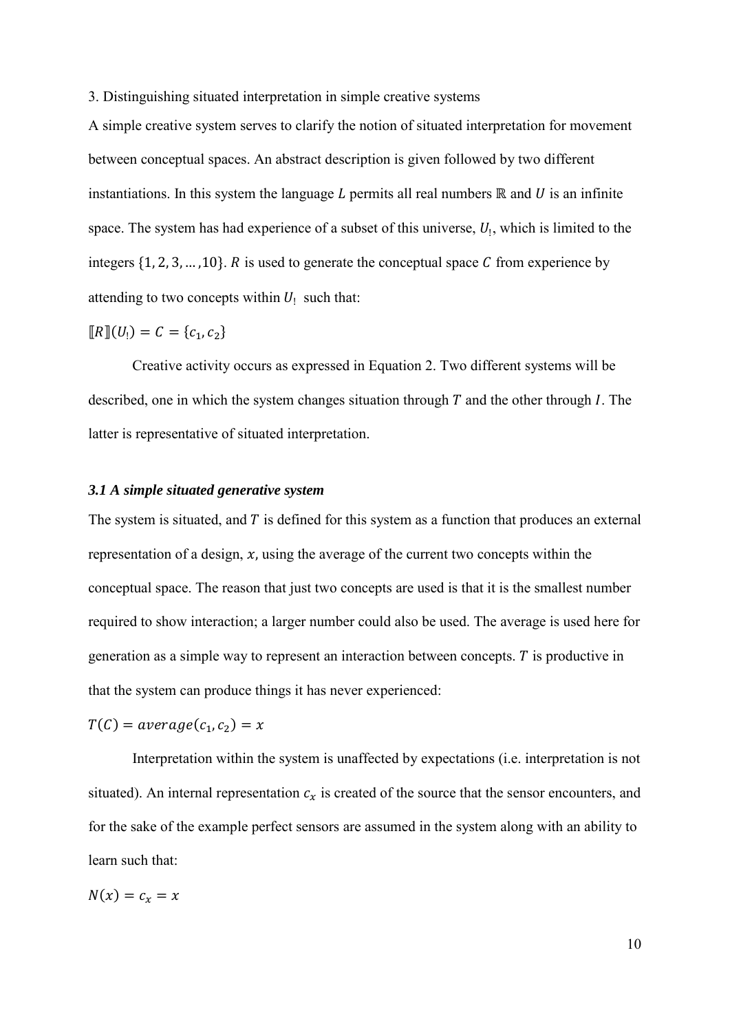3. Distinguishing situated interpretation in simple creative systems

A simple creative system serves to clarify the notion of situated interpretation for movement between conceptual spaces. An abstract description is given followed by two different instantiations. In this system the language $L$ permits all real numbers $\mathbb{R}$ and $U$ is an infinite space. The system has had experience of a subset of this universe, $U_!$, which is limited to the integers $\{1, 2, 3, \ldots, 10\}$. $R$ is used to generate the conceptual space $C$ from experience by attending to two concepts within $U_!$ such that:

$$[\![R]\!](U_!) = C = \{c_1, c_2\}$$

Creative activity occurs as expressed in Equation 2. Two different systems will be described, one in which the system changes situation through $T$ and the other through $I$. The latter is representative of situated interpretation.

### *3.1 A simple situated generative system*

The system is situated, and $T$ is defined for this system as a function that produces an external representation of a design, $x$, using the average of the current two concepts within the conceptual space. The reason that just two concepts are used is that it is the smallest number required to show interaction; a larger number could also be used. The average is used here for generation as a simple way to represent an interaction between concepts. $T$ is productive in that the system can produce things it has never experienced:

$$T(C) = average(c_1, c_2) = x$$

Interpretation within the system is unaffected by expectations (i.e. interpretation is not situated). An internal representation $c_x$ is created of the source that the sensor encounters, and for the sake of the example perfect sensors are assumed in the system along with an ability to learn such that:

$$N(x) = c_x = x$$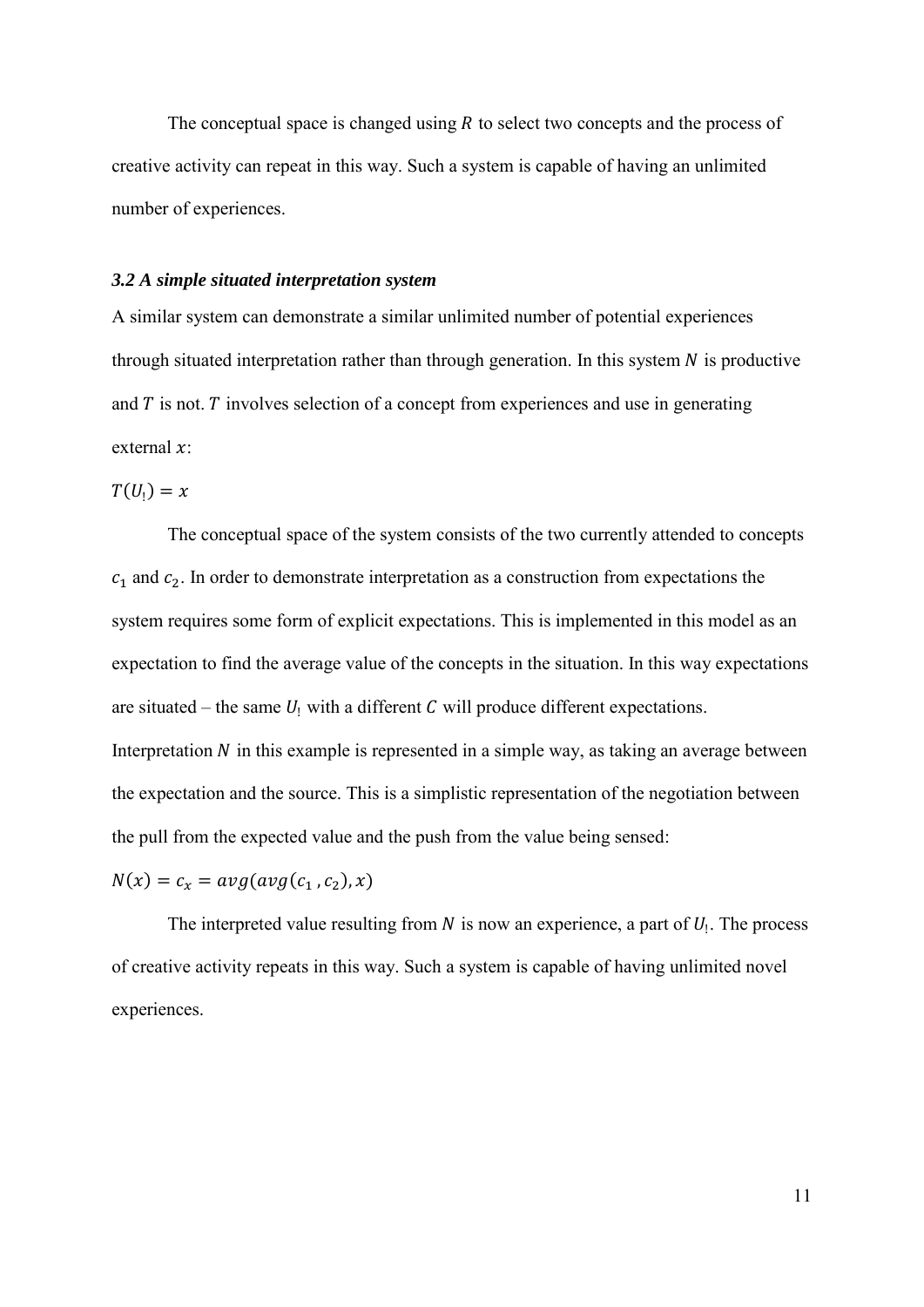The conceptual space is changed using $R$ to select two concepts and the process of creative activity can repeat in this way. Such a system is capable of having an unlimited number of experiences.

### *3.2 A simple situated interpretation system*

A similar system can demonstrate a similar unlimited number of potential experiences through situated interpretation rather than through generation. In this system $N$ is productive and $T$ is not. $T$ involves selection of a concept from experiences and use in generating external $x$:

$T(U_!) = x$

The conceptual space of the system consists of the two currently attended to concepts $c_1$ and $c_2$. In order to demonstrate interpretation as a construction from expectations the system requires some form of explicit expectations. This is implemented in this model as an expectation to find the average value of the concepts in the situation. In this way expectations are situated – the same $U_!$ with a different $C$ will produce different expectations. Interpretation $N$ in this example is represented in a simple way, as taking an average between the expectation and the source. This is a simplistic representation of the negotiation between the pull from the expected value and the push from the value being sensed:

$N(x) = c_x = avg(avg(c_1, c_2), x)$

The interpreted value resulting from $N$ is now an experience, a part of $U_!$. The process of creative activity repeats in this way. Such a system is capable of having unlimited novel experiences.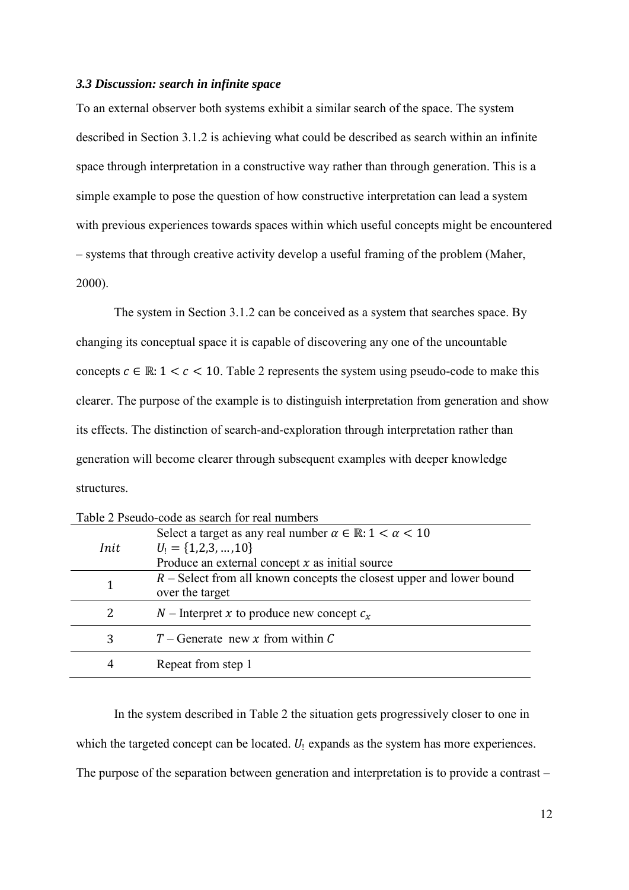### *3.3 Discussion: search in infinite space*

To an external observer both systems exhibit a similar search of the space. The system described in Section 3.1.2 is achieving what could be described as search within an infinite space through interpretation in a constructive way rather than through generation. This is a simple example to pose the question of how constructive interpretation can lead a system with previous experiences towards spaces within which useful concepts might be encountered – systems that through creative activity develop a useful framing of the problem (Maher, 2000).

The system in Section 3.1.2 can be conceived as a system that searches space. By changing its conceptual space it is capable of discovering any one of the uncountable concepts $c \in \mathbb{R}: 1 < c < 10$. Table 2 represents the system using pseudo-code to make this clearer. The purpose of the example is to distinguish interpretation from generation and show its effects. The distinction of search-and-exploration through interpretation rather than generation will become clearer through subsequent examples with deeper knowledge structures.

Table 2 Pseudo-code as search for real numbers

| | |
|---|---|
| $Init$ | Select a target as any real number $\alpha \in \mathbb{R}: 1 < \alpha < 10$<br>$U_! = \{1,2,3,\ldots,10\}$<br>Produce an external concept $x$ as initial source |
| 1 | $R$ – Select from all known concepts the closest upper and lower bound over the target |
| 2 | $N$ – Interpret $x$ to produce new concept $c_x$ |
| 3 | $T$ – Generate new $x$ from within $C$ |
| 4 | Repeat from step 1 |

In the system described in Table 2 the situation gets progressively closer to one in which the targeted concept can be located. $U_!$ expands as the system has more experiences. The purpose of the separation between generation and interpretation is to provide a contrast –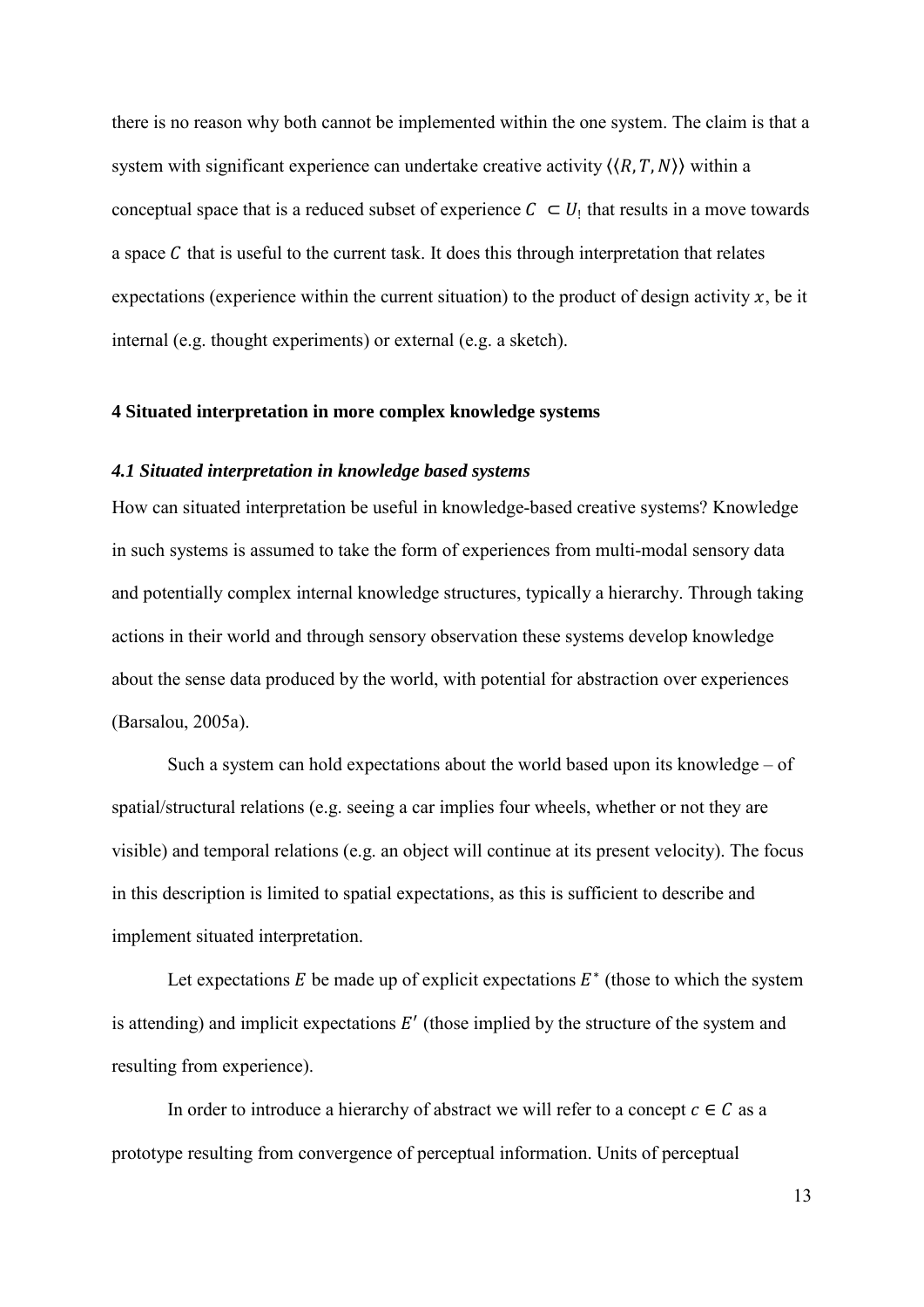there is no reason why both cannot be implemented within the one system. The claim is that a system with significant experience can undertake creative activity $\langle\langle R, T, N \rangle\rangle$ within a conceptual space that is a reduced subset of experience $C \subset U_!$ that results in a move towards a space $C$ that is useful to the current task. It does this through interpretation that relates expectations (experience within the current situation) to the product of design activity $x$, be it internal (e.g. thought experiments) or external (e.g. a sketch).

## 4 Situated interpretation in more complex knowledge systems

### *4.1 Situated interpretation in knowledge based systems*

How can situated interpretation be useful in knowledge-based creative systems? Knowledge in such systems is assumed to take the form of experiences from multi-modal sensory data and potentially complex internal knowledge structures, typically a hierarchy. Through taking actions in their world and through sensory observation these systems develop knowledge about the sense data produced by the world, with potential for abstraction over experiences (Barsalou, 2005a).

Such a system can hold expectations about the world based upon its knowledge – of spatial/structural relations (e.g. seeing a car implies four wheels, whether or not they are visible) and temporal relations (e.g. an object will continue at its present velocity). The focus in this description is limited to spatial expectations, as this is sufficient to describe and implement situated interpretation.

Let expectations $E$ be made up of explicit expectations $E^*$ (those to which the system is attending) and implicit expectations $E'$ (those implied by the structure of the system and resulting from experience).

In order to introduce a hierarchy of abstract we will refer to a concept $c \in C$ as a prototype resulting from convergence of perceptual information. Units of perceptual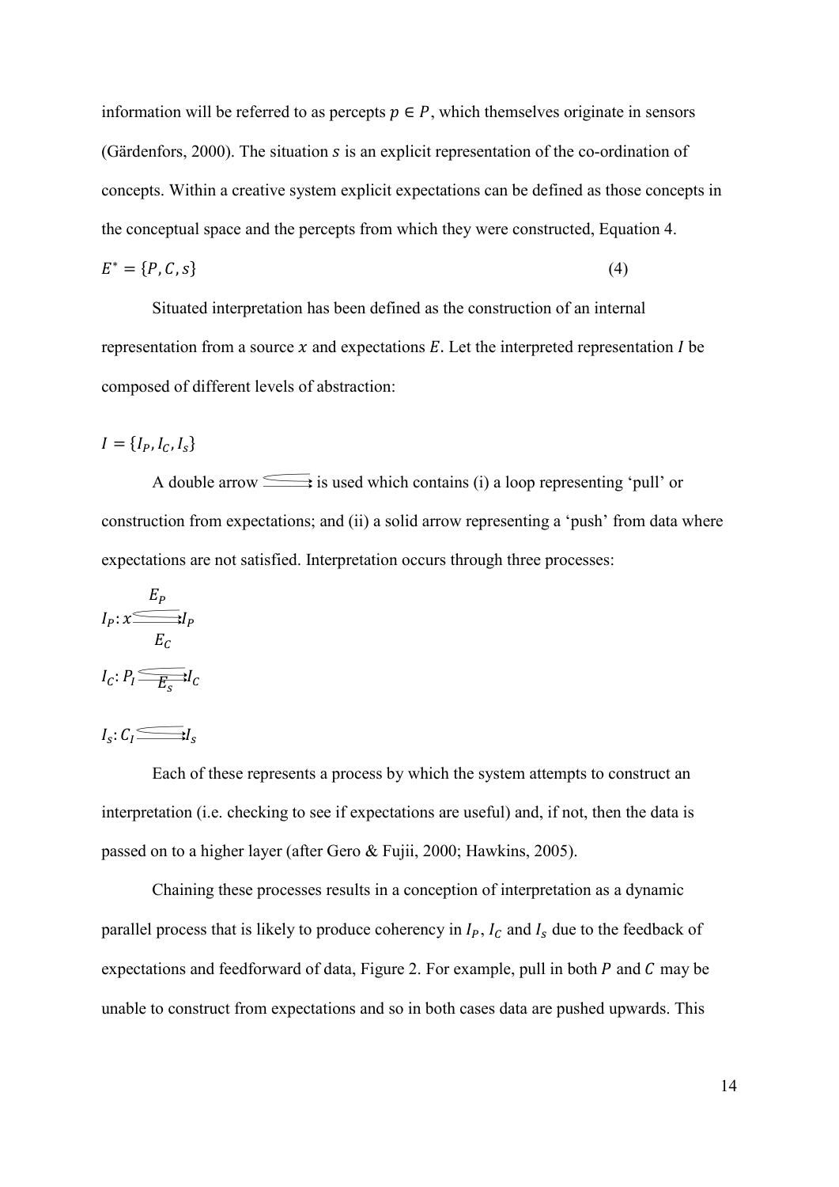information will be referred to as percepts $p \in P$, which themselves originate in sensors (Gärdenfors, 2000). The situation $s$ is an explicit representation of the co-ordination of concepts. Within a creative system explicit expectations can be defined as those concepts in the conceptual space and the percepts from which they were constructed, Equation 4.

$$E^* = \{P, C, s\} \tag{4}$$

Situated interpretation has been defined as the construction of an internal representation from a source $x$ and expectations $E$. Let the interpreted representation $I$ be composed of different levels of abstraction:

$$I = \{I_P, I_C, I_s\}$$

A double arrow $\leftrightarrows$ is used which contains (i) a loop representing 'pull' or construction from expectations; and (ii) a solid arrow representing a 'push' from data where expectations are not satisfied. Interpretation occurs through three processes:

$$I_P : x \overset{E_P}{\leftrightarrows} I_P$$

$$I_C : P_I \overset{E_C}{\leftrightarrows} I_C$$

$$I_s : C_I \overset{E_s}{\leftrightarrows} I_s$$

Each of these represents a process by which the system attempts to construct an interpretation (i.e. checking to see if expectations are useful) and, if not, then the data is passed on to a higher layer (after Gero & Fujii, 2000; Hawkins, 2005).

Chaining these processes results in a conception of interpretation as a dynamic parallel process that is likely to produce coherency in $I_P$, $I_C$ and $I_s$ due to the feedback of expectations and feedforward of data, Figure 2. For example, pull in both $P$ and $C$ may be unable to construct from expectations and so in both cases data are pushed upwards. This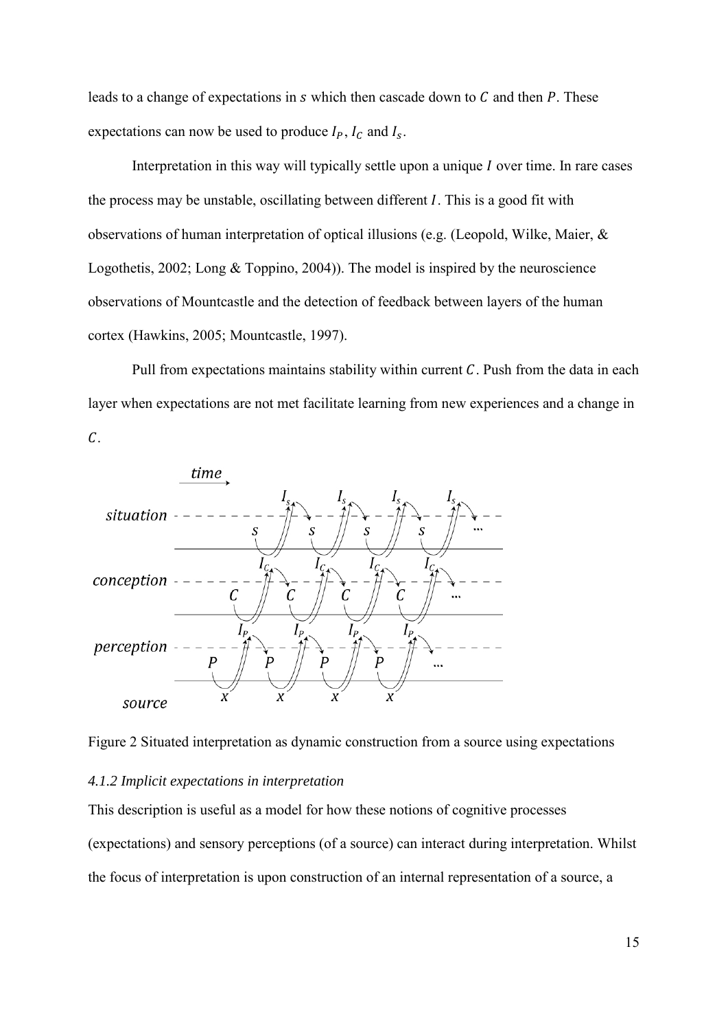leads to a change of expectations in $s$ which then cascade down to $C$ and then $P$. These expectations can now be used to produce $I_P$, $I_C$ and $I_s$.

Interpretation in this way will typically settle upon a unique $I$ over time. In rare cases the process may be unstable, oscillating between different $I$. This is a good fit with observations of human interpretation of optical illusions (e.g. (Leopold, Wilke, Maier, & Logothetis, 2002; Long & Toppino, 2004)). The model is inspired by the neuroscience observations of Mountcastle and the detection of feedback between layers of the human cortex (Hawkins, 2005; Mountcastle, 1997).

Pull from expectations maintains stability within current $C$. Push from the data in each layer when expectations are not met facilitate learning from new experiences and a change in $C$.

Figure 2 Situated interpretation as dynamic construction from a source using expectations

### *4.1.2 Implicit expectations in interpretation*

This description is useful as a model for how these notions of cognitive processes (expectations) and sensory perceptions (of a source) can interact during interpretation. Whilst the focus of interpretation is upon construction of an internal representation of a source, a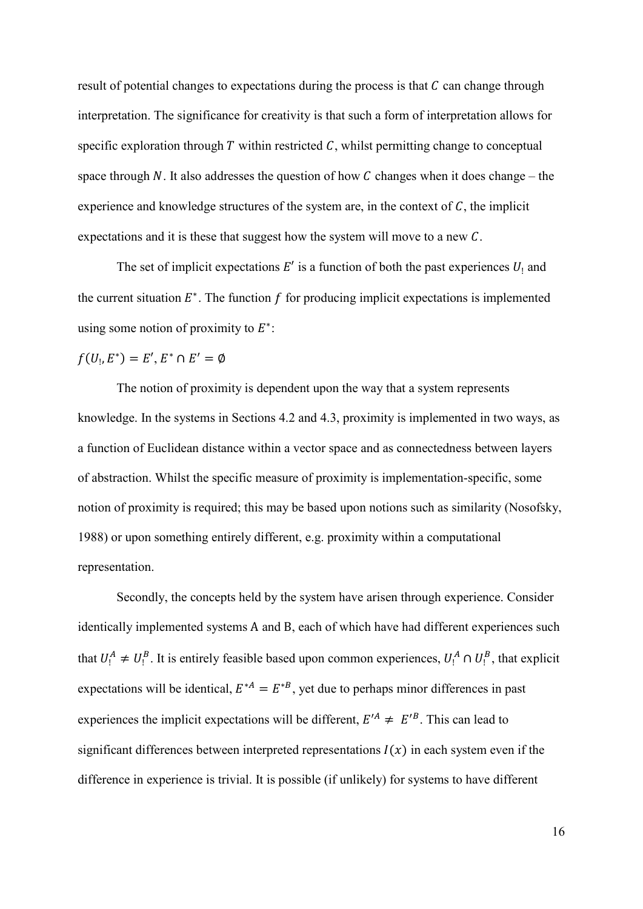result of potential changes to expectations during the process is that $C$ can change through interpretation. The significance for creativity is that such a form of interpretation allows for specific exploration through $T$ within restricted $C$, whilst permitting change to conceptual space through $N$. It also addresses the question of how $C$ changes when it does change – the experience and knowledge structures of the system are, in the context of $C$, the implicit expectations and it is these that suggest how the system will move to a new $C$.

The set of implicit expectations $E'$ is a function of both the past experiences $U_!$ and the current situation $E^*$. The function $f$ for producing implicit expectations is implemented using some notion of proximity to $E^*$:

$$f(U_!, E^*) = E', E^* \cap E' = \emptyset$$

The notion of proximity is dependent upon the way that a system represents knowledge. In the systems in Sections 4.2 and 4.3, proximity is implemented in two ways, as a function of Euclidean distance within a vector space and as connectedness between layers of abstraction. Whilst the specific measure of proximity is implementation-specific, some notion of proximity is required; this may be based upon notions such as similarity (Nosofsky, 1988) or upon something entirely different, e.g. proximity within a computational representation.

Secondly, the concepts held by the system have arisen through experience. Consider identically implemented systems A and B, each of which have had different experiences such that $U_!^A \neq U_!^B$. It is entirely feasible based upon common experiences, $U_!^A \cap U_!^B$, that explicit expectations will be identical, $E^{*A} = E^{*B}$, yet due to perhaps minor differences in past experiences the implicit expectations will be different, $E'^A \neq E'^B$. This can lead to significant differences between interpreted representations $I(x)$ in each system even if the difference in experience is trivial. It is possible (if unlikely) for systems to have different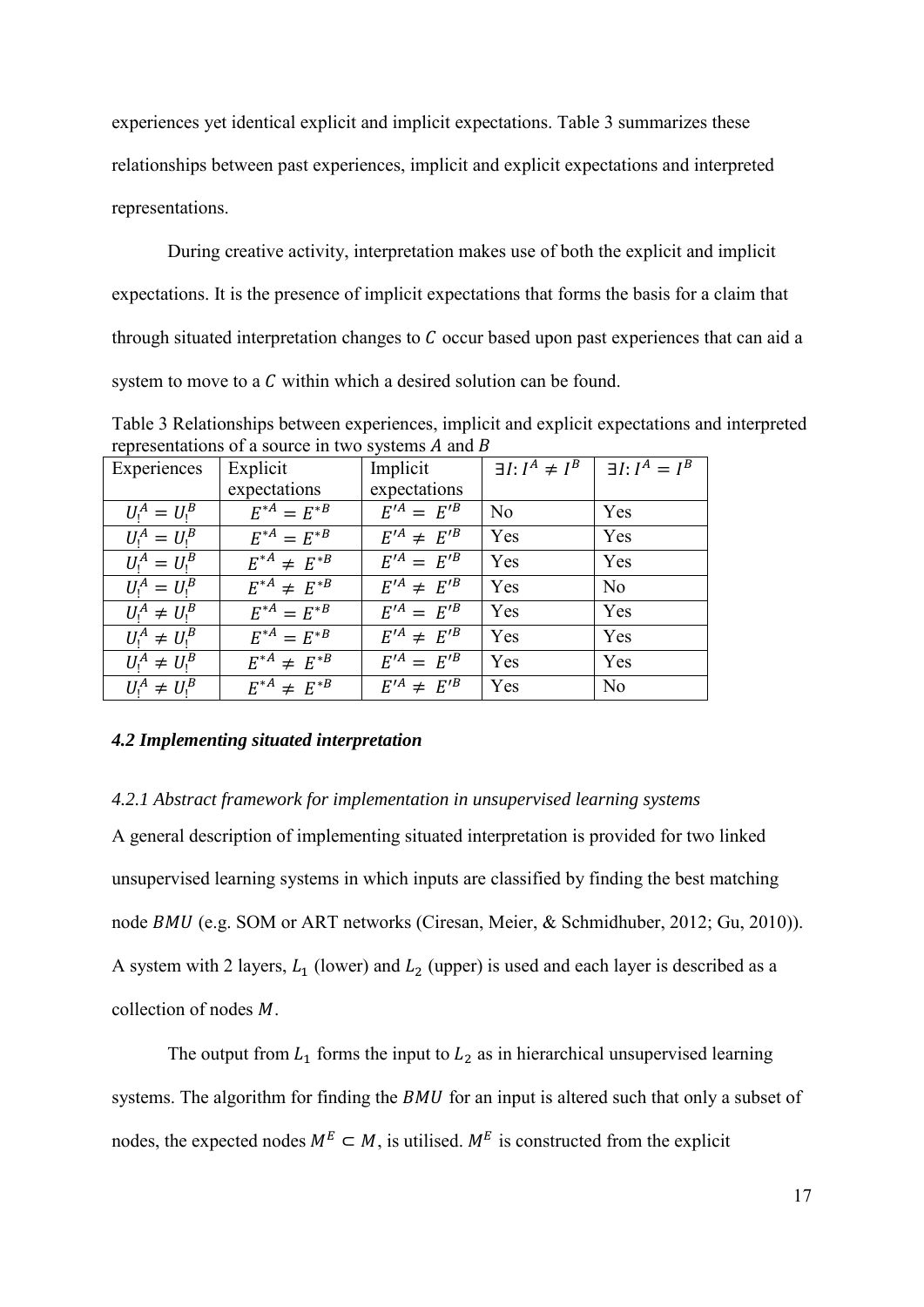experiences yet identical explicit and implicit expectations. Table 3 summarizes these relationships between past experiences, implicit and explicit expectations and interpreted representations.

During creative activity, interpretation makes use of both the explicit and implicit expectations. It is the presence of implicit expectations that forms the basis for a claim that through situated interpretation changes to $C$ occur based upon past experiences that can aid a system to move to a $C$ within which a desired solution can be found.

Table 3 Relationships between experiences, implicit and explicit expectations and interpreted representations of a source in two systems $A$ and $B$

| Experiences | Explicit expectations | Implicit expectations | $\exists I: I^A \neq I^B$ | $\exists I: I^A = I^B$ |
|---|---|---|---|---|
| $U_!^A = U_!^B$ | $E^{*A} = E^{*B}$ | $E'^A = E'^B$ | No | Yes |
| $U_!^A = U_!^B$ | $E^{*A} = E^{*B}$ | $E'^A \neq E'^B$ | Yes | Yes |
| $U_!^A = U_!^B$ | $E^{*A} \neq E^{*B}$ | $E'^A = E'^B$ | Yes | Yes |
| $U_!^A = U_!^B$ | $E^{*A} \neq E^{*B}$ | $E'^A \neq E'^B$ | Yes | No |
| $U_!^A \neq U_!^B$ | $E^{*A} = E^{*B}$ | $E'^A = E'^B$ | Yes | Yes |
| $U_!^A \neq U_!^B$ | $E^{*A} = E^{*B}$ | $E'^A \neq E'^B$ | Yes | Yes |
| $U_!^A \neq U_!^B$ | $E^{*A} \neq E^{*B}$ | $E'^A = E'^B$ | Yes | Yes |
| $U_!^A \neq U_!^B$ | $E^{*A} \neq E^{*B}$ | $E'^A \neq E'^B$ | Yes | No |

### *4.2 Implementing situated interpretation*

#### *4.2.1 Abstract framework for implementation in unsupervised learning systems*

A general description of implementing situated interpretation is provided for two linked unsupervised learning systems in which inputs are classified by finding the best matching node $BMU$ (e.g. SOM or ART networks (Ciresan, Meier, & Schmidhuber, 2012; Gu, 2010)). A system with 2 layers, $L_1$ (lower) and $L_2$ (upper) is used and each layer is described as a collection of nodes $M$.

The output from $L_1$ forms the input to $L_2$ as in hierarchical unsupervised learning systems. The algorithm for finding the $BMU$ for an input is altered such that only a subset of nodes, the expected nodes $M^E \subset M$, is utilised. $M^E$ is constructed from the explicit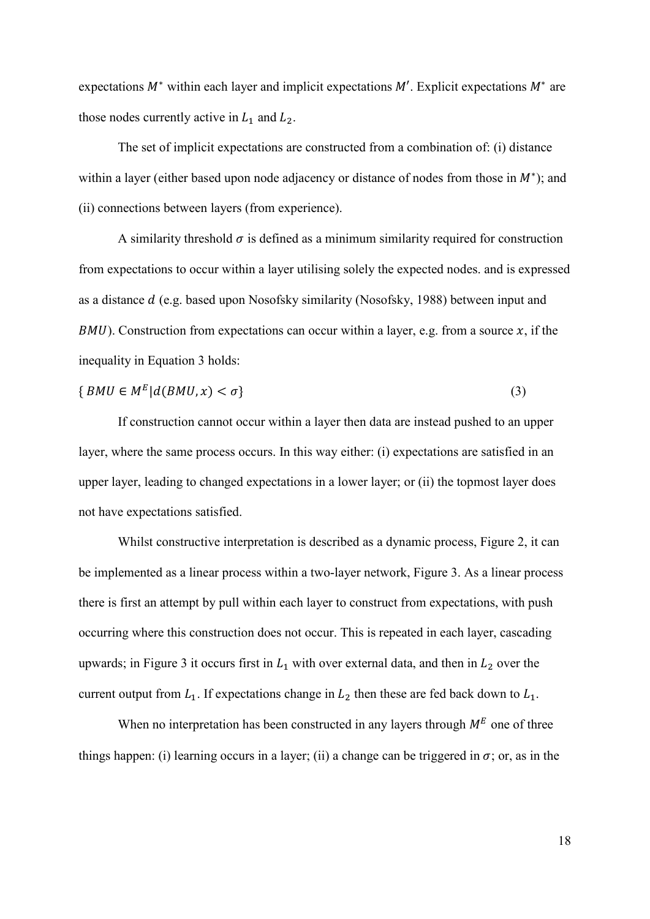expectations $M^*$ within each layer and implicit expectations $M'$. Explicit expectations $M^*$ are those nodes currently active in $L_1$ and $L_2$.

The set of implicit expectations are constructed from a combination of: (i) distance within a layer (either based upon node adjacency or distance of nodes from those in $M^*$); and (ii) connections between layers (from experience).

A similarity threshold $\sigma$ is defined as a minimum similarity required for construction from expectations to occur within a layer utilising solely the expected nodes. and is expressed as a distance $d$ (e.g. based upon Nosofsky similarity (Nosofsky, 1988) between input and $BMU$). Construction from expectations can occur within a layer, e.g. from a source $x$, if the inequality in Equation 3 holds:

$$\{ BMU \in M^E | d(BMU, x) < \sigma\} \tag{3}$$

If construction cannot occur within a layer then data are instead pushed to an upper layer, where the same process occurs. In this way either: (i) expectations are satisfied in an upper layer, leading to changed expectations in a lower layer; or (ii) the topmost layer does not have expectations satisfied.

Whilst constructive interpretation is described as a dynamic process, Figure 2, it can be implemented as a linear process within a two-layer network, Figure 3. As a linear process there is first an attempt by pull within each layer to construct from expectations, with push occurring where this construction does not occur. This is repeated in each layer, cascading upwards; in Figure 3 it occurs first in $L_1$ with over external data, and then in $L_2$ over the current output from $L_1$. If expectations change in $L_2$ then these are fed back down to $L_1$.

When no interpretation has been constructed in any layers through $M^E$ one of three things happen: (i) learning occurs in a layer; (ii) a change can be triggered in $\sigma$; or, as in the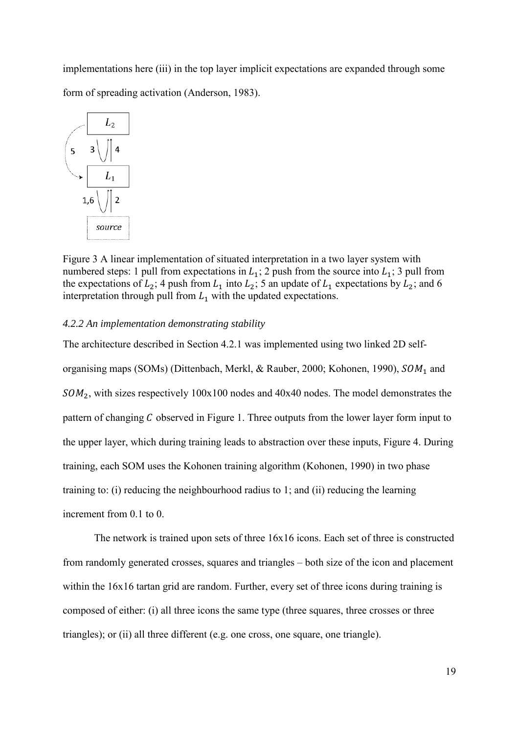implementations here (iii) in the top layer implicit expectations are expanded through some form of spreading activation (Anderson, 1983).

Figure 3 A linear implementation of situated interpretation in a two layer system with numbered steps: 1 pull from expectations in $L_1$; 2 push from the source into $L_1$; 3 pull from the expectations of $L_2$; 4 push from $L_1$ into $L_2$; 5 an update of $L_1$ expectations by $L_2$; and 6 interpretation through pull from $L_1$ with the updated expectations.

### *4.2.2 An implementation demonstrating stability*

The architecture described in Section 4.2.1 was implemented using two linked 2D self-organising maps (SOMs) (Dittenbach, Merkl, & Rauber, 2000; Kohonen, 1990), $SOM_1$ and $SOM_2$, with sizes respectively 100x100 nodes and 40x40 nodes. The model demonstrates the pattern of changing $C$ observed in Figure 1. Three outputs from the lower layer form input to the upper layer, which during training leads to abstraction over these inputs, Figure 4. During training, each SOM uses the Kohonen training algorithm (Kohonen, 1990) in two phase training to: (i) reducing the neighbourhood radius to 1; and (ii) reducing the learning increment from 0.1 to 0.

The network is trained upon sets of three 16x16 icons. Each set of three is constructed from randomly generated crosses, squares and triangles – both size of the icon and placement within the 16x16 tartan grid are random. Further, every set of three icons during training is composed of either: (i) all three icons the same type (three squares, three crosses or three triangles); or (ii) all three different (e.g. one cross, one square, one triangle).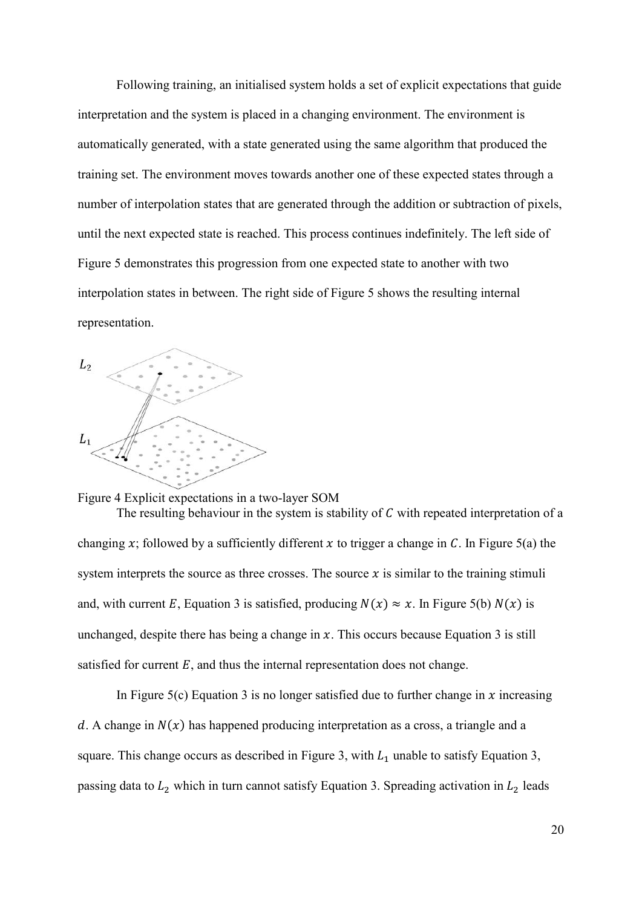Following training, an initialised system holds a set of explicit expectations that guide interpretation and the system is placed in a changing environment. The environment is automatically generated, with a state generated using the same algorithm that produced the training set. The environment moves towards another one of these expected states through a number of interpolation states that are generated through the addition or subtraction of pixels, until the next expected state is reached. This process continues indefinitely. The left side of Figure 5 demonstrates this progression from one expected state to another with two interpolation states in between. The right side of Figure 5 shows the resulting internal representation.

Figure 4 Explicit expectations in a two-layer SOM

The resulting behaviour in the system is stability of $C$ with repeated interpretation of a changing $x$; followed by a sufficiently different $x$ to trigger a change in $C$. In Figure 5(a) the system interprets the source as three crosses. The source $x$ is similar to the training stimuli and, with current $E$, Equation 3 is satisfied, producing $N(x) \approx x$. In Figure 5(b) $N(x)$ is unchanged, despite there has being a change in $x$. This occurs because Equation 3 is still satisfied for current $E$, and thus the internal representation does not change.

In Figure 5(c) Equation 3 is no longer satisfied due to further change in $x$ increasing $d$. A change in $N(x)$ has happened producing interpretation as a cross, a triangle and a square. This change occurs as described in Figure 3, with $L_1$ unable to satisfy Equation 3, passing data to $L_2$ which in turn cannot satisfy Equation 3. Spreading activation in $L_2$ leads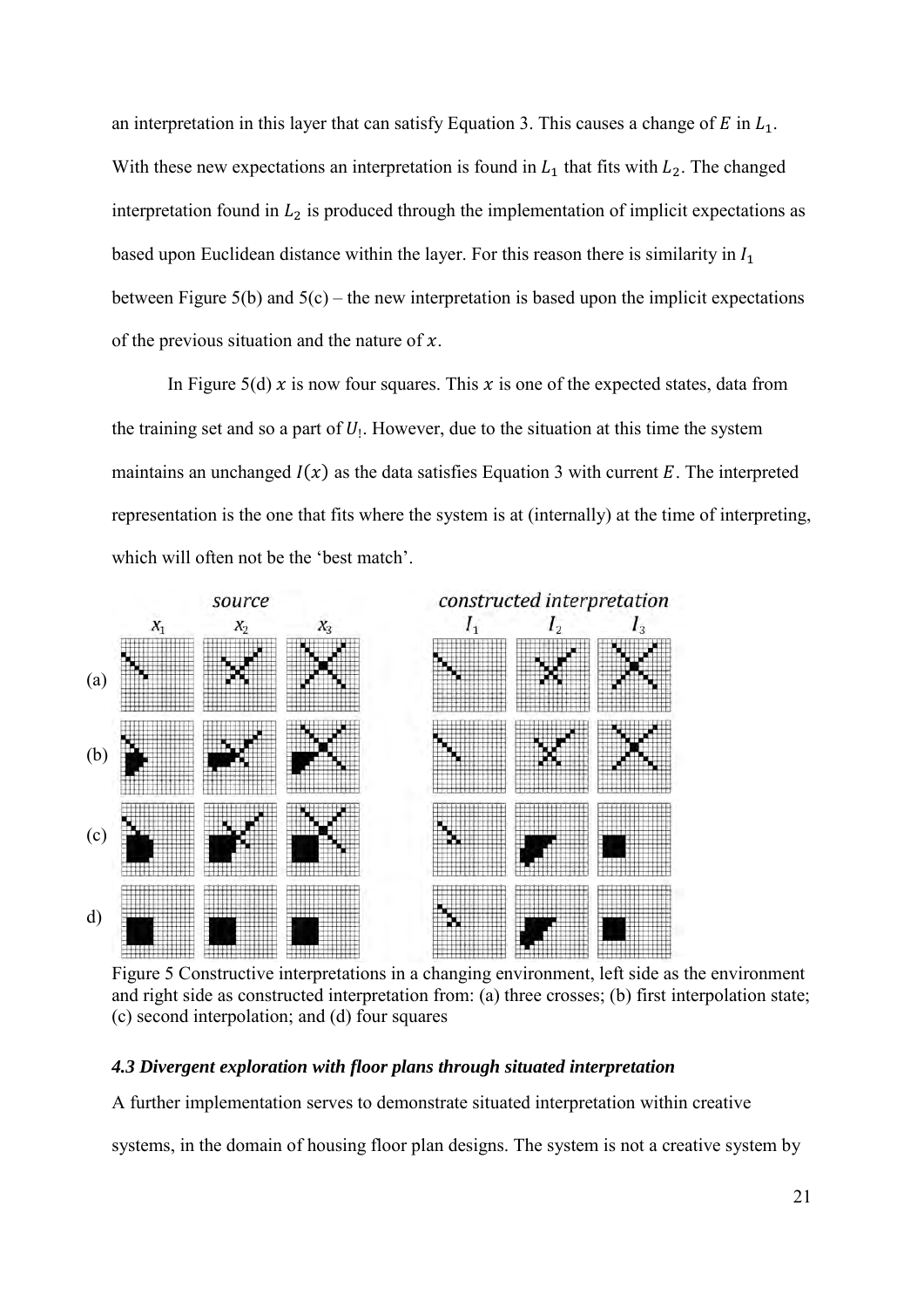an interpretation in this layer that can satisfy Equation 3. This causes a change of $E$ in $L_1$. With these new expectations an interpretation is found in $L_1$ that fits with $L_2$. The changed interpretation found in $L_2$ is produced through the implementation of implicit expectations as based upon Euclidean distance within the layer. For this reason there is similarity in $I_1$ between Figure 5(b) and 5(c) – the new interpretation is based upon the implicit expectations of the previous situation and the nature of $x$.

In Figure 5(d) $x$ is now four squares. This $x$ is one of the expected states, data from the training set and so a part of $U_!$. However, due to the situation at this time the system maintains an unchanged $I(x)$ as the data satisfies Equation 3 with current $E$. The interpreted representation is the one that fits where the system is at (internally) at the time of interpreting, which will often not be the 'best match'.

Figure 5 Constructive interpretations in a changing environment, left side as the environment and right side as constructed interpretation from: (a) three crosses; (b) first interpolation state; (c) second interpolation; and (d) four squares

### *4.3 Divergent exploration with floor plans through situated interpretation*

A further implementation serves to demonstrate situated interpretation within creative systems, in the domain of housing floor plan designs. The system is not a creative system by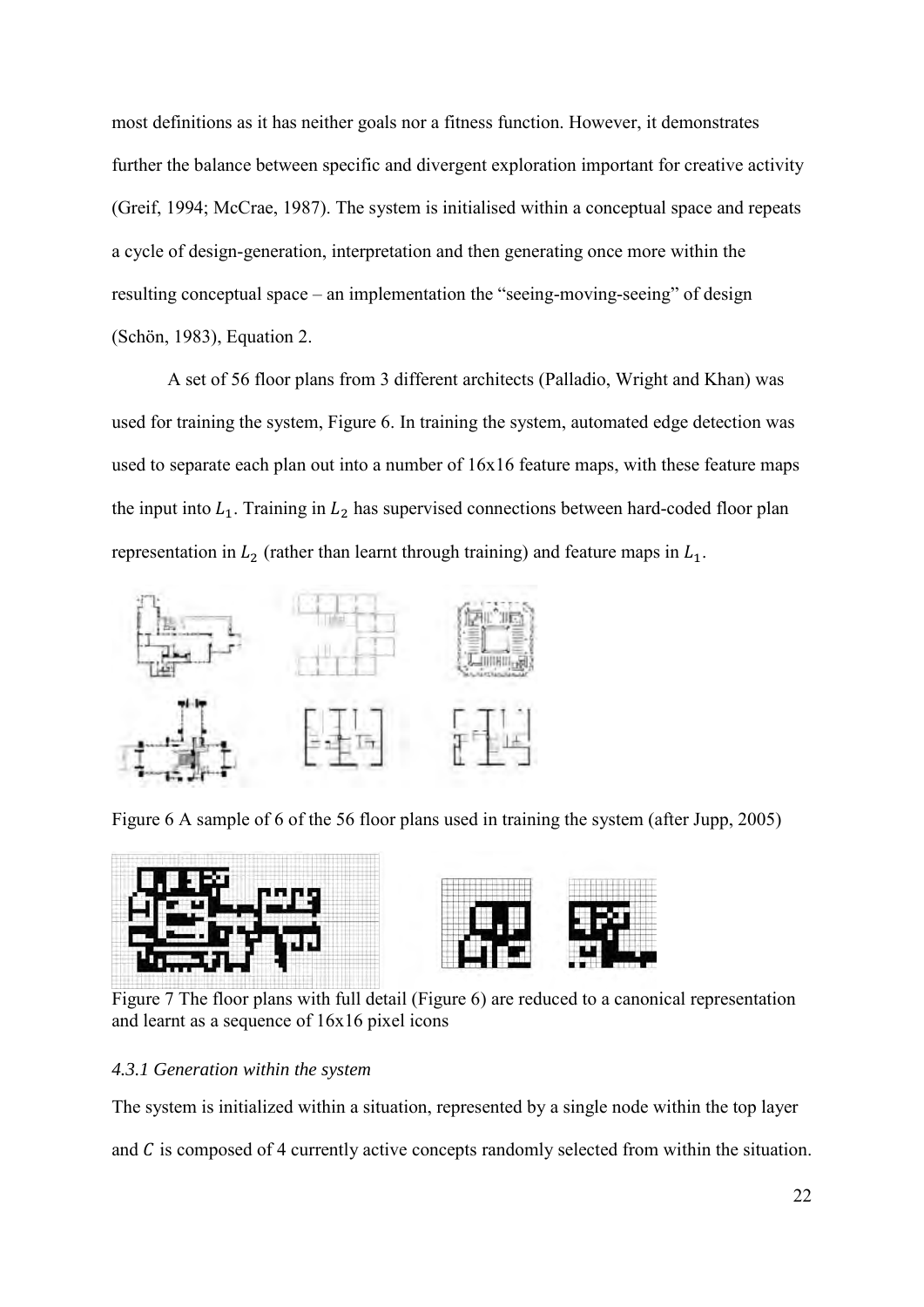most definitions as it has neither goals nor a fitness function. However, it demonstrates further the balance between specific and divergent exploration important for creative activity (Greif, 1994; McCrae, 1987). The system is initialised within a conceptual space and repeats a cycle of design-generation, interpretation and then generating once more within the resulting conceptual space – an implementation the "seeing-moving-seeing" of design (Schön, 1983), Equation 2.

A set of 56 floor plans from 3 different architects (Palladio, Wright and Khan) was used for training the system, Figure 6. In training the system, automated edge detection was used to separate each plan out into a number of 16x16 feature maps, with these feature maps the input into $L_1$. Training in $L_2$ has supervised connections between hard-coded floor plan representation in $L_2$ (rather than learnt through training) and feature maps in $L_1$.

Figure 6 A sample of 6 of the 56 floor plans used in training the system (after Jupp, 2005)

Figure 7 The floor plans with full detail (Figure 6) are reduced to a canonical representation and learnt as a sequence of 16x16 pixel icons

#### *4.3.1 Generation within the system*

The system is initialized within a situation, represented by a single node within the top layer and $C$ is composed of 4 currently active concepts randomly selected from within the situation.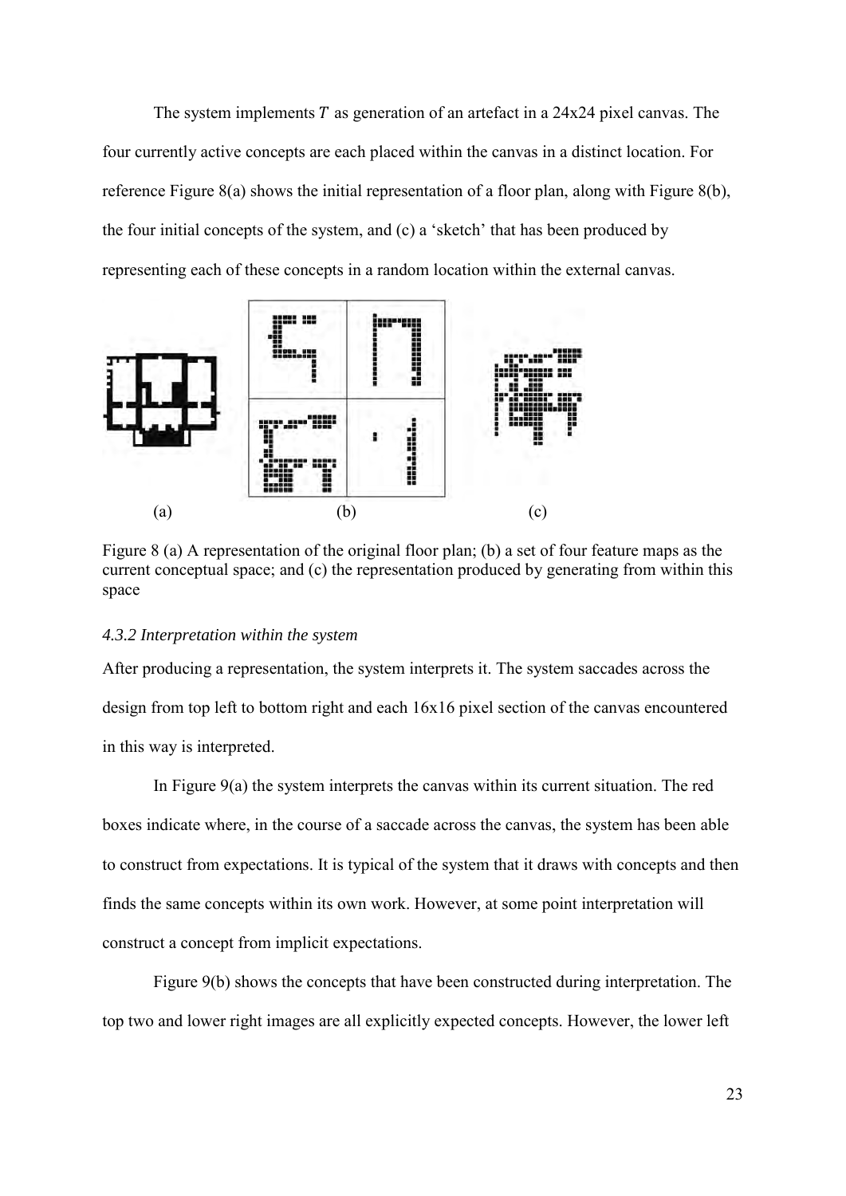The system implements $T$ as generation of an artefact in a 24x24 pixel canvas. The four currently active concepts are each placed within the canvas in a distinct location. For reference Figure 8(a) shows the initial representation of a floor plan, along with Figure 8(b), the four initial concepts of the system, and (c) a 'sketch' that has been produced by representing each of these concepts in a random location within the external canvas.

(a) (b) (c)

Figure 8 (a) A representation of the original floor plan; (b) a set of four feature maps as the current conceptual space; and (c) the representation produced by generating from within this space

### *4.3.2 Interpretation within the system*

After producing a representation, the system interprets it. The system saccades across the design from top left to bottom right and each 16x16 pixel section of the canvas encountered in this way is interpreted.

In Figure 9(a) the system interprets the canvas within its current situation. The red boxes indicate where, in the course of a saccade across the canvas, the system has been able to construct from expectations. It is typical of the system that it draws with concepts and then finds the same concepts within its own work. However, at some point interpretation will construct a concept from implicit expectations.

Figure 9(b) shows the concepts that have been constructed during interpretation. The top two and lower right images are all explicitly expected concepts. However, the lower left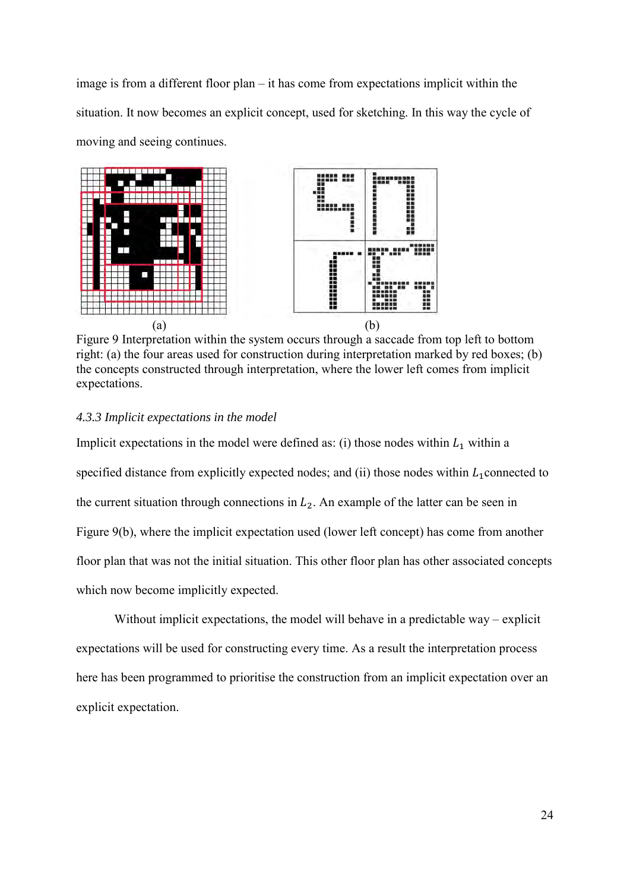image is from a different floor plan – it has come from expectations implicit within the situation. It now becomes an explicit concept, used for sketching. In this way the cycle of moving and seeing continues.

(a) (b)

Figure 9 Interpretation within the system occurs through a saccade from top left to bottom right: (a) the four areas used for construction during interpretation marked by red boxes; (b) the concepts constructed through interpretation, where the lower left comes from implicit expectations.

### *4.3.3 Implicit expectations in the model*

Implicit expectations in the model were defined as: (i) those nodes within $L_1$ within a specified distance from explicitly expected nodes; and (ii) those nodes within $L_1$ connected to the current situation through connections in $L_2$. An example of the latter can be seen in Figure 9(b), where the implicit expectation used (lower left concept) has come from another floor plan that was not the initial situation. This other floor plan has other associated concepts which now become implicitly expected.

Without implicit expectations, the model will behave in a predictable way – explicit expectations will be used for constructing every time. As a result the interpretation process here has been programmed to prioritise the construction from an implicit expectation over an explicit expectation.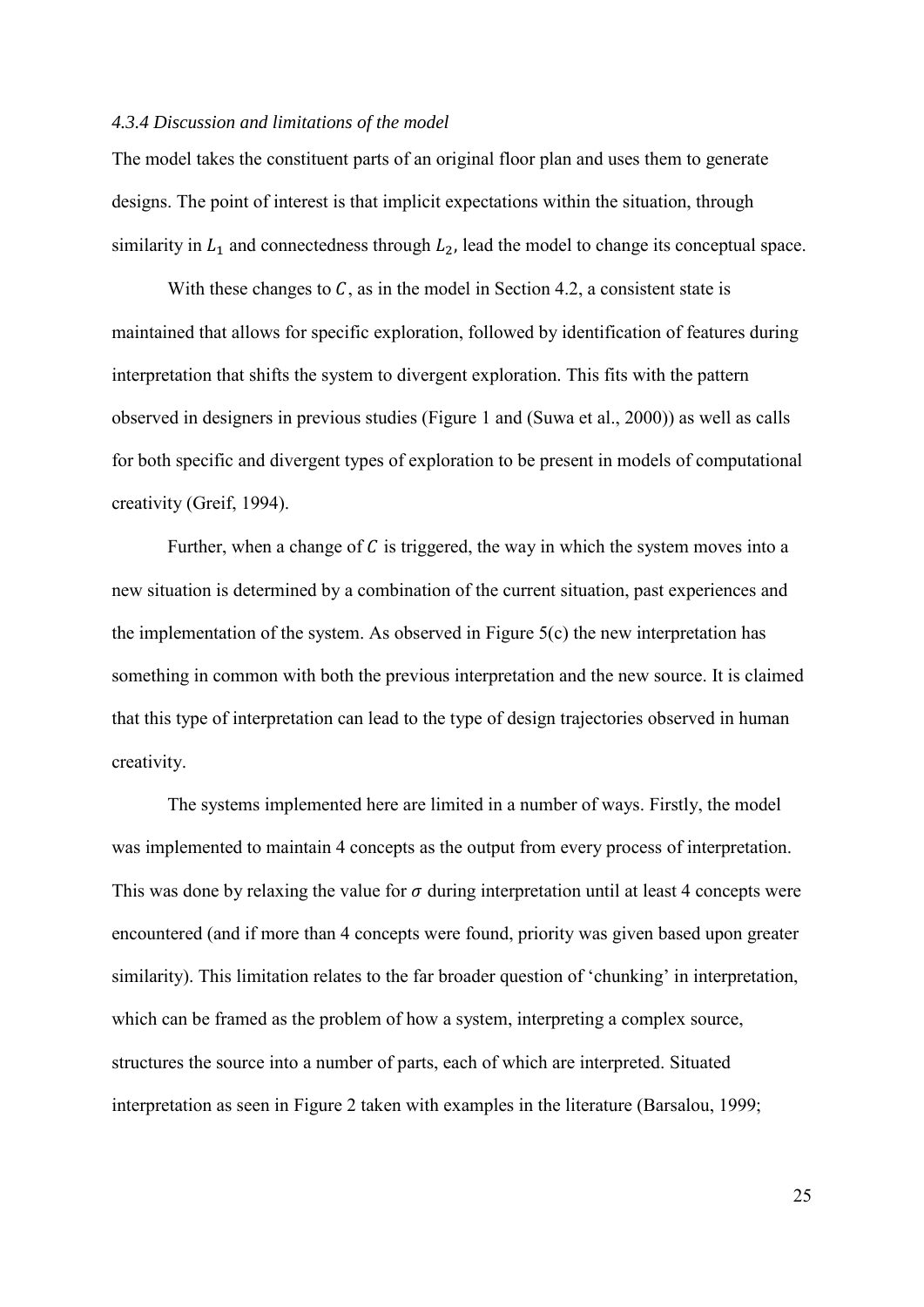#### *4.3.4 Discussion and limitations of the model*

The model takes the constituent parts of an original floor plan and uses them to generate designs. The point of interest is that implicit expectations within the situation, through similarity in $L_1$ and connectedness through $L_2$, lead the model to change its conceptual space.

With these changes to $C$, as in the model in Section 4.2, a consistent state is maintained that allows for specific exploration, followed by identification of features during interpretation that shifts the system to divergent exploration. This fits with the pattern observed in designers in previous studies (Figure 1 and (Suwa et al., 2000)) as well as calls for both specific and divergent types of exploration to be present in models of computational creativity (Greif, 1994).

Further, when a change of $C$ is triggered, the way in which the system moves into a new situation is determined by a combination of the current situation, past experiences and the implementation of the system. As observed in Figure 5(c) the new interpretation has something in common with both the previous interpretation and the new source. It is claimed that this type of interpretation can lead to the type of design trajectories observed in human creativity.

The systems implemented here are limited in a number of ways. Firstly, the model was implemented to maintain 4 concepts as the output from every process of interpretation. This was done by relaxing the value for $\sigma$ during interpretation until at least 4 concepts were encountered (and if more than 4 concepts were found, priority was given based upon greater similarity). This limitation relates to the far broader question of 'chunking' in interpretation, which can be framed as the problem of how a system, interpreting a complex source, structures the source into a number of parts, each of which are interpreted. Situated interpretation as seen in Figure 2 taken with examples in the literature (Barsalou, 1999;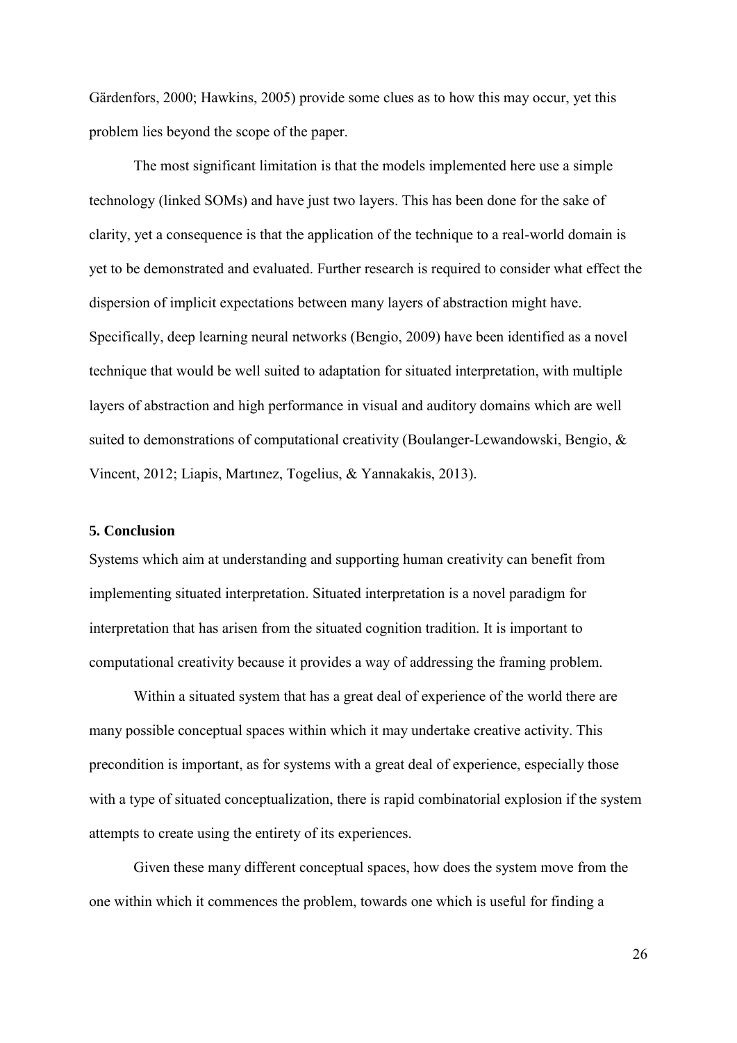Gärdenfors, 2000; Hawkins, 2005) provide some clues as to how this may occur, yet this problem lies beyond the scope of the paper.

The most significant limitation is that the models implemented here use a simple technology (linked SOMs) and have just two layers. This has been done for the sake of clarity, yet a consequence is that the application of the technique to a real-world domain is yet to be demonstrated and evaluated. Further research is required to consider what effect the dispersion of implicit expectations between many layers of abstraction might have. Specifically, deep learning neural networks (Bengio, 2009) have been identified as a novel technique that would be well suited to adaptation for situated interpretation, with multiple layers of abstraction and high performance in visual and auditory domains which are well suited to demonstrations of computational creativity (Boulanger-Lewandowski, Bengio, & Vincent, 2012; Liapis, Martınez, Togelius, & Yannakakis, 2013).

## 5. Conclusion

Systems which aim at understanding and supporting human creativity can benefit from implementing situated interpretation. Situated interpretation is a novel paradigm for interpretation that has arisen from the situated cognition tradition. It is important to computational creativity because it provides a way of addressing the framing problem.

Within a situated system that has a great deal of experience of the world there are many possible conceptual spaces within which it may undertake creative activity. This precondition is important, as for systems with a great deal of experience, especially those with a type of situated conceptualization, there is rapid combinatorial explosion if the system attempts to create using the entirety of its experiences.

Given these many different conceptual spaces, how does the system move from the one within which it commences the problem, towards one which is useful for finding a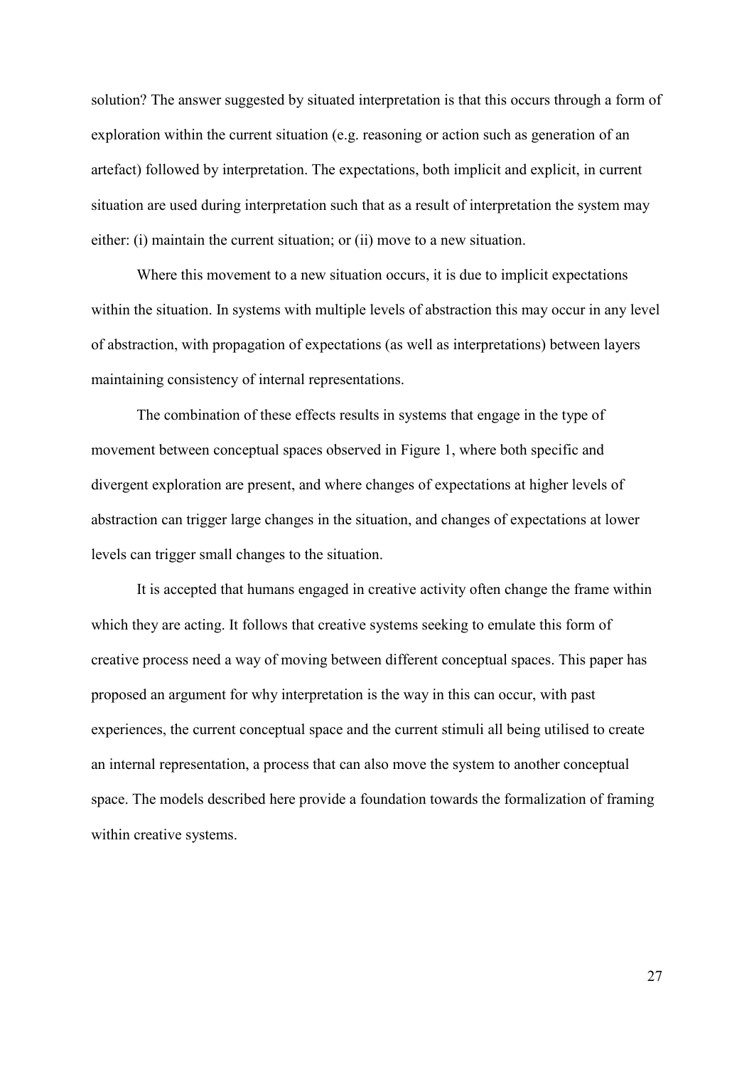solution? The answer suggested by situated interpretation is that this occurs through a form of exploration within the current situation (e.g. reasoning or action such as generation of an artefact) followed by interpretation. The expectations, both implicit and explicit, in current situation are used during interpretation such that as a result of interpretation the system may either: (i) maintain the current situation; or (ii) move to a new situation.

Where this movement to a new situation occurs, it is due to implicit expectations within the situation. In systems with multiple levels of abstraction this may occur in any level of abstraction, with propagation of expectations (as well as interpretations) between layers maintaining consistency of internal representations.

The combination of these effects results in systems that engage in the type of movement between conceptual spaces observed in Figure 1, where both specific and divergent exploration are present, and where changes of expectations at higher levels of abstraction can trigger large changes in the situation, and changes of expectations at lower levels can trigger small changes to the situation.

It is accepted that humans engaged in creative activity often change the frame within which they are acting. It follows that creative systems seeking to emulate this form of creative process need a way of moving between different conceptual spaces. This paper has proposed an argument for why interpretation is the way in this can occur, with past experiences, the current conceptual space and the current stimuli all being utilised to create an internal representation, a process that can also move the system to another conceptual space. The models described here provide a foundation towards the formalization of framing within creative systems.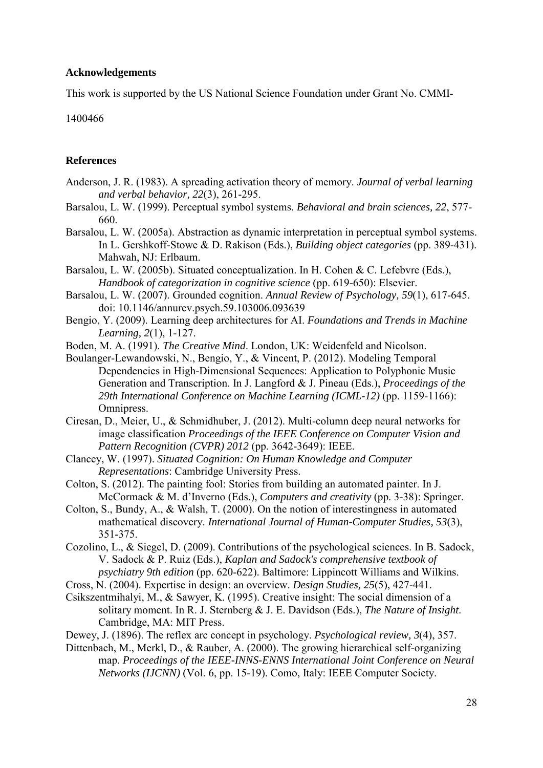## Acknowledgements

This work is supported by the US National Science Foundation under Grant No. CMMI-1400466

## References

Anderson, J. R. (1983). A spreading activation theory of memory. *Journal of verbal learning and verbal behavior, 22*(3), 261-295.

Barsalou, L. W. (1999). Perceptual symbol systems. *Behavioral and brain sciences, 22*, 577-660.

Barsalou, L. W. (2005a). Abstraction as dynamic interpretation in perceptual symbol systems. In L. Gershkoff-Stowe & D. Rakison (Eds.), *Building object categories* (pp. 389-431). Mahwah, NJ: Erlbaum.

Barsalou, L. W. (2005b). Situated conceptualization. In H. Cohen & C. Lefebvre (Eds.), *Handbook of categorization in cognitive science* (pp. 619-650): Elsevier.

Barsalou, L. W. (2007). Grounded cognition. *Annual Review of Psychology, 59*(1), 617-645. doi: 10.1146/annurev.psych.59.103006.093639

Bengio, Y. (2009). Learning deep architectures for AI. *Foundations and Trends in Machine Learning, 2*(1), 1-127.

Boden, M. A. (1991). *The Creative Mind*. London, UK: Weidenfeld and Nicolson.

Boulanger-Lewandowski, N., Bengio, Y., & Vincent, P. (2012). Modeling Temporal Dependencies in High-Dimensional Sequences: Application to Polyphonic Music Generation and Transcription. In J. Langford & J. Pineau (Eds.), *Proceedings of the 29th International Conference on Machine Learning (ICML-12)* (pp. 1159-1166): Omnipress.

Ciresan, D., Meier, U., & Schmidhuber, J. (2012). Multi-column deep neural networks for image classification *Proceedings of the IEEE Conference on Computer Vision and Pattern Recognition (CVPR) 2012* (pp. 3642-3649): IEEE.

Clancey, W. (1997). *Situated Cognition: On Human Knowledge and Computer Representations*: Cambridge University Press.

Colton, S. (2012). The painting fool: Stories from building an automated painter. In J. McCormack & M. d'Inverno (Eds.), *Computers and creativity* (pp. 3-38): Springer.

Colton, S., Bundy, A., & Walsh, T. (2000). On the notion of interestingness in automated mathematical discovery. *International Journal of Human-Computer Studies, 53*(3), 351-375.

Cozolino, L., & Siegel, D. (2009). Contributions of the psychological sciences. In B. Sadock, V. Sadock & P. Ruiz (Eds.), *Kaplan and Sadock's comprehensive textbook of psychiatry 9th edition* (pp. 620-622). Baltimore: Lippincott Williams and Wilkins.

Cross, N. (2004). Expertise in design: an overview. *Design Studies, 25*(5), 427-441.

Csikszentmihalyi, M., & Sawyer, K. (1995). Creative insight: The social dimension of a solitary moment. In R. J. Sternberg & J. E. Davidson (Eds.), *The Nature of Insight*. Cambridge, MA: MIT Press.

Dewey, J. (1896). The reflex arc concept in psychology. *Psychological review, 3*(4), 357.

Dittenbach, M., Merkl, D., & Rauber, A. (2000). The growing hierarchical self-organizing map. *Proceedings of the IEEE-INNS-ENNS International Joint Conference on Neural Networks (IJCNN)* (Vol. 6, pp. 15-19). Como, Italy: IEEE Computer Society.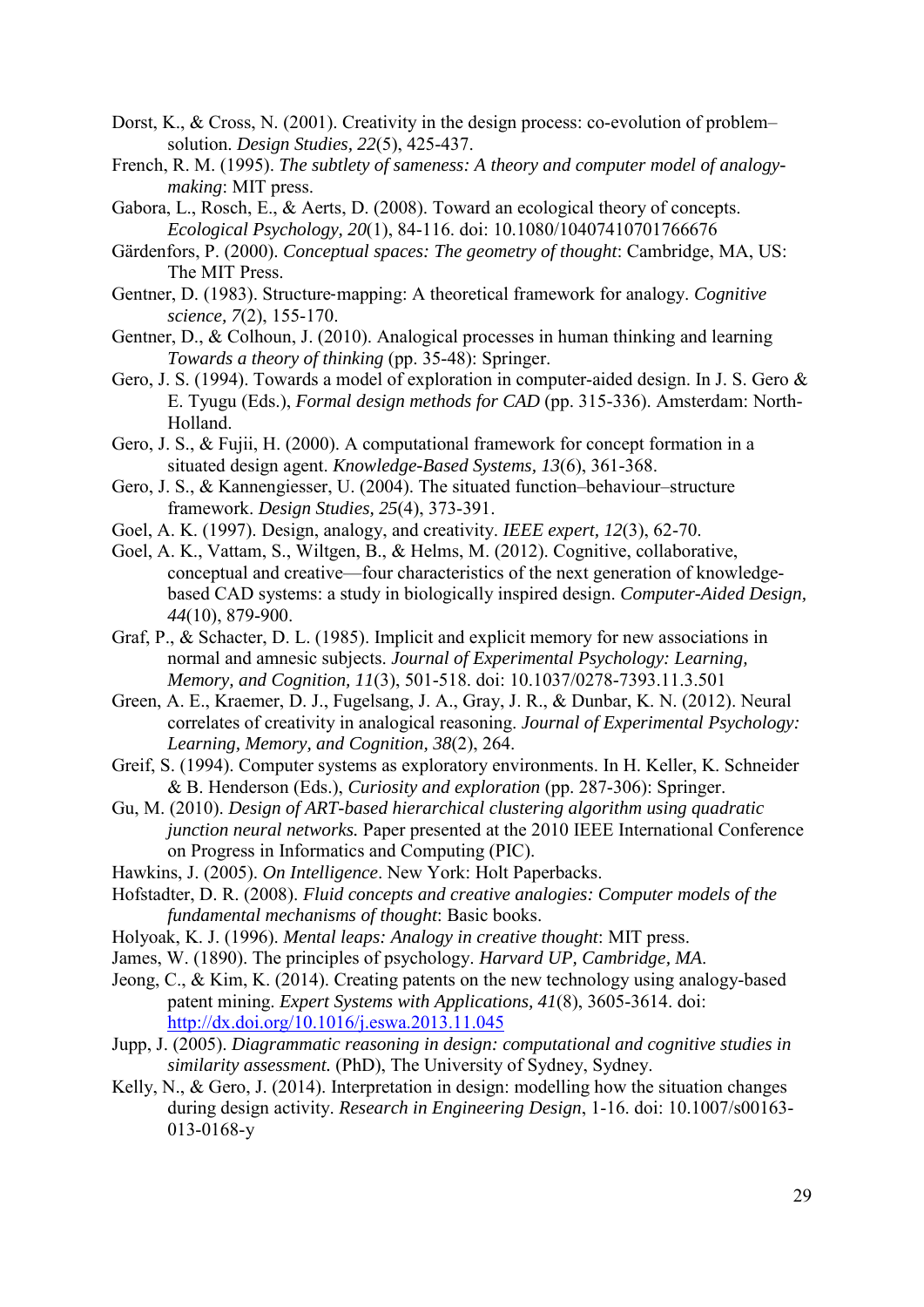Dorst, K., & Cross, N. (2001). Creativity in the design process: co-evolution of problem–solution. *Design Studies, 22*(5), 425-437.

French, R. M. (1995). *The subtlety of sameness: A theory and computer model of analogy-making*: MIT press.

Gabora, L., Rosch, E., & Aerts, D. (2008). Toward an ecological theory of concepts. *Ecological Psychology, 20*(1), 84-116. doi: 10.1080/10407410701766676

Gärdenfors, P. (2000). *Conceptual spaces: The geometry of thought*: Cambridge, MA, US: The MIT Press.

Gentner, D. (1983). Structure‐mapping: A theoretical framework for analogy. *Cognitive science, 7*(2), 155-170.

Gentner, D., & Colhoun, J. (2010). Analogical processes in human thinking and learning *Towards a theory of thinking* (pp. 35-48): Springer.

Gero, J. S. (1994). Towards a model of exploration in computer-aided design. In J. S. Gero & E. Tyugu (Eds.), *Formal design methods for CAD* (pp. 315-336). Amsterdam: North-Holland.

Gero, J. S., & Fujii, H. (2000). A computational framework for concept formation in a situated design agent. *Knowledge-Based Systems, 13*(6), 361-368.

Gero, J. S., & Kannengiesser, U. (2004). The situated function–behaviour–structure framework. *Design Studies, 25*(4), 373-391.

Goel, A. K. (1997). Design, analogy, and creativity. *IEEE expert, 12*(3), 62-70.

Goel, A. K., Vattam, S., Wiltgen, B., & Helms, M. (2012). Cognitive, collaborative, conceptual and creative—four characteristics of the next generation of knowledge-based CAD systems: a study in biologically inspired design. *Computer-Aided Design, 44*(10), 879-900.

Graf, P., & Schacter, D. L. (1985). Implicit and explicit memory for new associations in normal and amnesic subjects. *Journal of Experimental Psychology: Learning, Memory, and Cognition, 11*(3), 501-518. doi: 10.1037/0278-7393.11.3.501

Green, A. E., Kraemer, D. J., Fugelsang, J. A., Gray, J. R., & Dunbar, K. N. (2012). Neural correlates of creativity in analogical reasoning. *Journal of Experimental Psychology: Learning, Memory, and Cognition, 38*(2), 264.

Greif, S. (1994). Computer systems as exploratory environments. In H. Keller, K. Schneider & B. Henderson (Eds.), *Curiosity and exploration* (pp. 287-306): Springer.

Gu, M. (2010). *Design of ART-based hierarchical clustering algorithm using quadratic junction neural networks.* Paper presented at the 2010 IEEE International Conference on Progress in Informatics and Computing (PIC).

Hawkins, J. (2005). *On Intelligence*. New York: Holt Paperbacks.

Hofstadter, D. R. (2008). *Fluid concepts and creative analogies: Computer models of the fundamental mechanisms of thought*: Basic books.

Holyoak, K. J. (1996). *Mental leaps: Analogy in creative thought*: MIT press.

James, W. (1890). The principles of psychology. *Harvard UP, Cambridge, MA*.

Jeong, C., & Kim, K. (2014). Creating patents on the new technology using analogy-based patent mining. *Expert Systems with Applications, 41*(8), 3605-3614. doi: http://dx.doi.org/10.1016/j.eswa.2013.11.045

Jupp, J. (2005). *Diagrammatic reasoning in design: computational and cognitive studies in similarity assessment.* (PhD), The University of Sydney, Sydney.

Kelly, N., & Gero, J. (2014). Interpretation in design: modelling how the situation changes during design activity. *Research in Engineering Design*, 1-16. doi: 10.1007/s00163-013-0168-y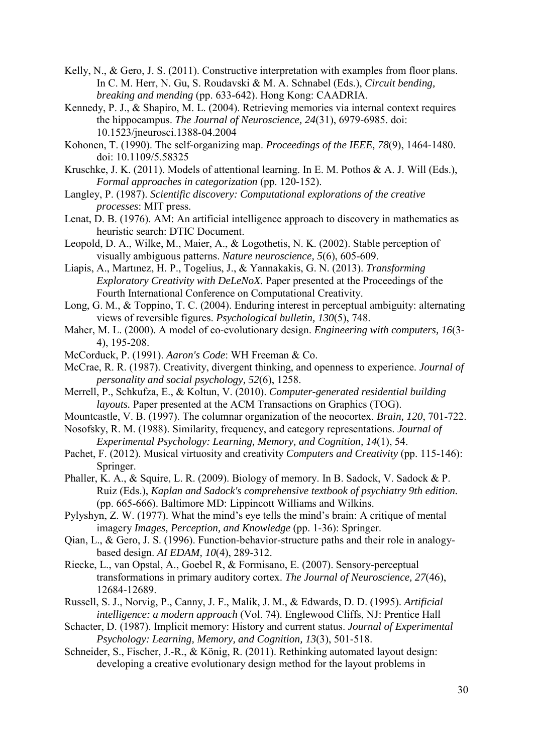Kelly, N., & Gero, J. S. (2011). Constructive interpretation with examples from floor plans. In C. M. Herr, N. Gu, S. Roudavski & M. A. Schnabel (Eds.), *Circuit bending, breaking and mending* (pp. 633-642). Hong Kong: CAADRIA.

Kennedy, P. J., & Shapiro, M. L. (2004). Retrieving memories via internal context requires the hippocampus. *The Journal of Neuroscience, 24*(31), 6979-6985. doi: 10.1523/jneurosci.1388-04.2004

Kohonen, T. (1990). The self-organizing map. *Proceedings of the IEEE, 78*(9), 1464-1480. doi: 10.1109/5.58325

Kruschke, J. K. (2011). Models of attentional learning. In E. M. Pothos & A. J. Will (Eds.), *Formal approaches in categorization* (pp. 120-152).

Langley, P. (1987). *Scientific discovery: Computational explorations of the creative processes*: MIT press.

Lenat, D. B. (1976). AM: An artificial intelligence approach to discovery in mathematics as heuristic search: DTIC Document.

Leopold, D. A., Wilke, M., Maier, A., & Logothetis, N. K. (2002). Stable perception of visually ambiguous patterns. *Nature neuroscience, 5*(6), 605-609.

Liapis, A., Martınez, H. P., Togelius, J., & Yannakakis, G. N. (2013). *Transforming Exploratory Creativity with DeLeNoX.* Paper presented at the Proceedings of the Fourth International Conference on Computational Creativity.

Long, G. M., & Toppino, T. C. (2004). Enduring interest in perceptual ambiguity: alternating views of reversible figures. *Psychological bulletin, 130*(5), 748.

Maher, M. L. (2000). A model of co-evolutionary design. *Engineering with computers, 16*(3-4), 195-208.

McCorduck, P. (1991). *Aaron's Code*: WH Freeman & Co.

McCrae, R. R. (1987). Creativity, divergent thinking, and openness to experience. *Journal of personality and social psychology, 52*(6), 1258.

Merrell, P., Schkufza, E., & Koltun, V. (2010). *Computer-generated residential building layouts.* Paper presented at the ACM Transactions on Graphics (TOG).

Mountcastle, V. B. (1997). The columnar organization of the neocortex. *Brain, 120*, 701-722.

Nosofsky, R. M. (1988). Similarity, frequency, and category representations. *Journal of Experimental Psychology: Learning, Memory, and Cognition, 14*(1), 54.

Pachet, F. (2012). Musical virtuosity and creativity *Computers and Creativity* (pp. 115-146): Springer.

Phaller, K. A., & Squire, L. R. (2009). Biology of memory. In B. Sadock, V. Sadock & P. Ruiz (Eds.), *Kaplan and Sadock's comprehensive textbook of psychiatry 9th edition.* (pp. 665-666). Baltimore MD: Lippincott Williams and Wilkins.

Pylyshyn, Z. W. (1977). What the mind's eye tells the mind's brain: A critique of mental imagery *Images, Perception, and Knowledge* (pp. 1-36): Springer.

Qian, L., & Gero, J. S. (1996). Function-behavior-structure paths and their role in analogy-based design. *AI EDAM, 10*(4), 289-312.

Riecke, L., van Opstal, A., Goebel R, & Formisano, E. (2007). Sensory-perceptual transformations in primary auditory cortex. *The Journal of Neuroscience, 27*(46), 12684-12689.

Russell, S. J., Norvig, P., Canny, J. F., Malik, J. M., & Edwards, D. D. (1995). *Artificial intelligence: a modern approach* (Vol. 74). Englewood Cliffs, NJ: Prentice Hall

Schacter, D. (1987). Implicit memory: History and current status. *Journal of Experimental Psychology: Learning, Memory, and Cognition, 13*(3), 501-518.

Schneider, S., Fischer, J.-R., & König, R. (2011). Rethinking automated layout design: developing a creative evolutionary design method for the layout problems in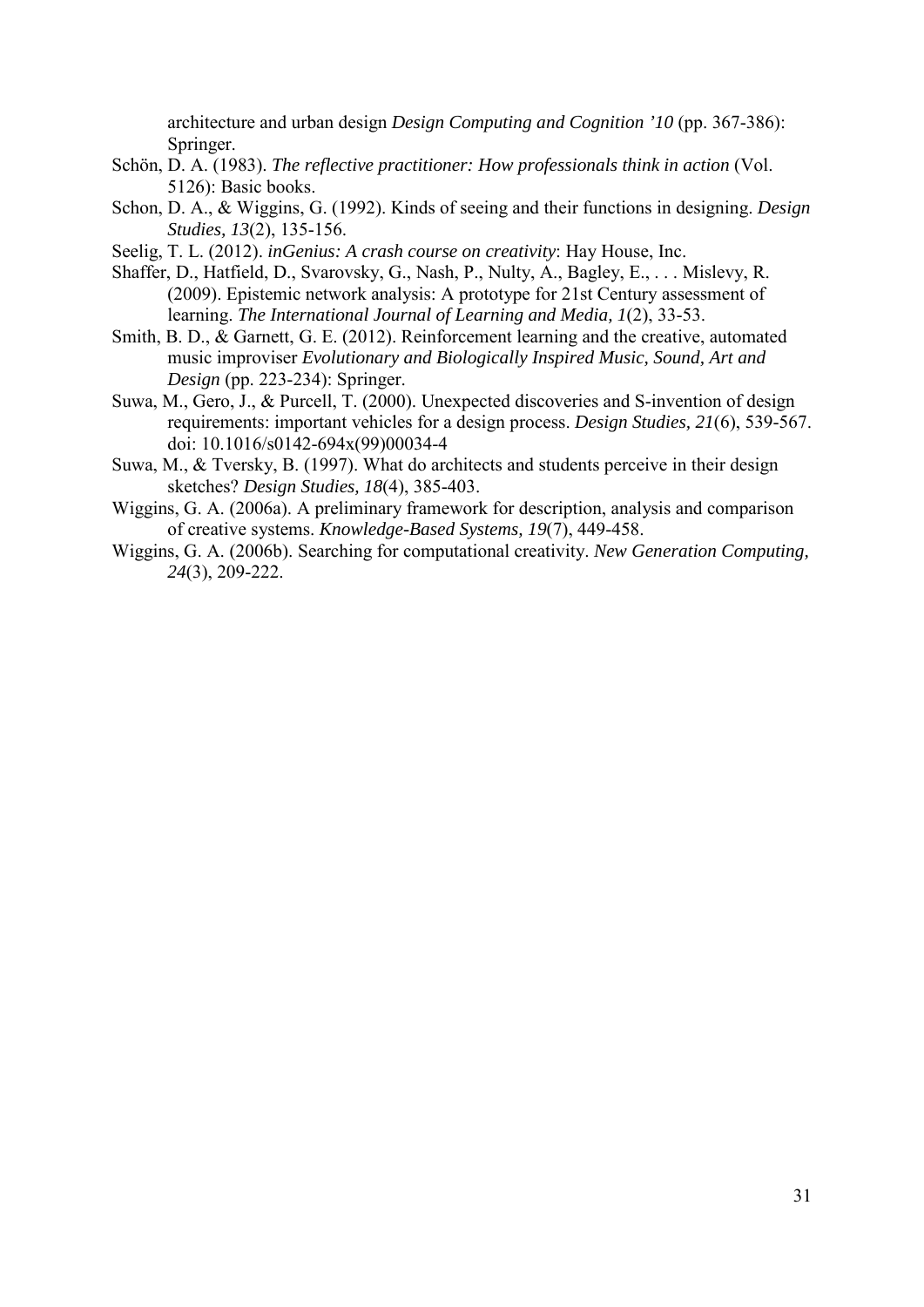architecture and urban design *Design Computing and Cognition '10* (pp. 367-386): Springer.

Schön, D. A. (1983). *The reflective practitioner: How professionals think in action* (Vol. 5126): Basic books.

Schon, D. A., & Wiggins, G. (1992). Kinds of seeing and their functions in designing. *Design Studies, 13*(2), 135-156.

Seelig, T. L. (2012). *inGenius: A crash course on creativity*: Hay House, Inc.

Shaffer, D., Hatfield, D., Svarovsky, G., Nash, P., Nulty, A., Bagley, E., . . . Mislevy, R. (2009). Epistemic network analysis: A prototype for 21st Century assessment of learning. *The International Journal of Learning and Media, 1*(2), 33-53.

Smith, B. D., & Garnett, G. E. (2012). Reinforcement learning and the creative, automated music improviser *Evolutionary and Biologically Inspired Music, Sound, Art and Design* (pp. 223-234): Springer.

Suwa, M., Gero, J., & Purcell, T. (2000). Unexpected discoveries and S-invention of design requirements: important vehicles for a design process. *Design Studies, 21*(6), 539-567. doi: 10.1016/s0142-694x(99)00034-4

Suwa, M., & Tversky, B. (1997). What do architects and students perceive in their design sketches? *Design Studies, 18*(4), 385-403.

Wiggins, G. A. (2006a). A preliminary framework for description, analysis and comparison of creative systems. *Knowledge-Based Systems, 19*(7), 449-458.

Wiggins, G. A. (2006b). Searching for computational creativity. *New Generation Computing, 24*(3), 209-222.